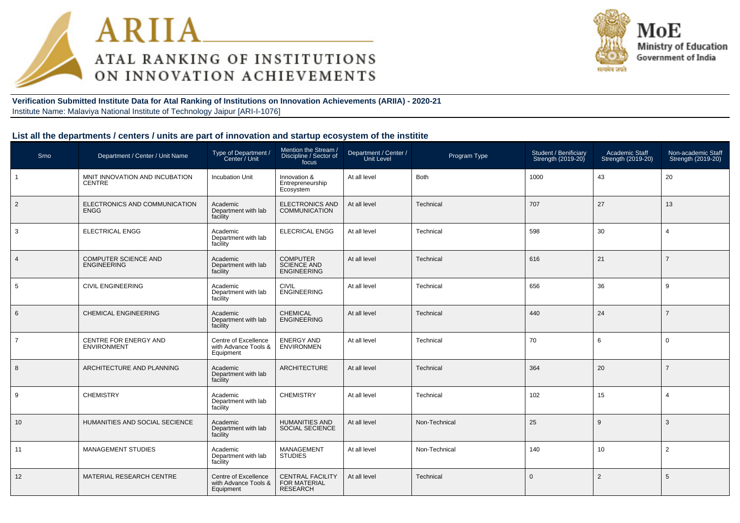# ARIIA

## ATAL RANKING OF INSTITUTIONS ON INNOVATION ACHIEVEMENTS

MoE
Ministry of Education
Government of India

**Verification Submitted Institute Data for Atal Ranking of Institutions on Innovation Achievements (ARIIA) - 2020-21**
Institute Name: Malaviya National Institute of Technology Jaipur [ARI-I-1076]

### List all the departments / centers / units are part of innovation and startup ecosystem of the institite

| Srno | Department / Center / Unit Name | Type of Department / Center / Unit | Mention the Stream / Discipline / Sector of focus | Department / Center / Unit Level | Program Type | Student / Benificiary Strength (2019-20) | Academic Staff Strength (2019-20) | Non-academic Staff Strength (2019-20) |
|---|---|---|---|---|---|---|---|---|
| 1 | MNIT INNOVATION AND INCUBATION CENTRE | Incubation Unit | Innovation & Entrepreneurship Ecosystem | At all level | Both | 1000 | 43 | 20 |
| 2 | ELECTRONICS AND COMMUNICATION ENGG | Academic Department with lab facility | ELECTRONICS AND COMMUNICATION | At all level | Technical | 707 | 27 | 13 |
| 3 | ELECTRICAL ENGG | Academic Department with lab facility | ELECRICAL ENGG | At all level | Technical | 598 | 30 | 4 |
| 4 | COMPUTER SCIENCE AND ENGINEERING | Academic Department with lab facility | COMPUTER SCIENCE AND ENGINEERING | At all level | Technical | 616 | 21 | 7 |
| 5 | CIVIL ENGINEERING | Academic Department with lab facility | CIVIL ENGINEERING | At all level | Technical | 656 | 36 | 9 |
| 6 | CHEMICAL ENGINEERING | Academic Department with lab facility | CHEMICAL ENGINEERING | At all level | Technical | 440 | 24 | 7 |
| 7 | CENTRE FOR ENERGY AND ENVIRONMENT | Centre of Excellence with Advance Tools & Equipment | ENERGY AND ENVIRONMEN | At all level | Technical | 70 | 6 | 0 |
| 8 | ARCHITECTURE AND PLANNING | Academic Department with lab facility | ARCHITECTURE | At all level | Technical | 364 | 20 | 7 |
| 9 | CHEMISTRY | Academic Department with lab facility | CHEMISTRY | At all level | Technical | 102 | 15 | 4 |
| 10 | HUMANITIES AND SOCIAL SECIENCE | Academic Department with lab facility | HUMANITIES AND SOCIAL SECIENCE | At all level | Non-Technical | 25 | 9 | 3 |
| 11 | MANAGEMENT STUDIES | Academic Department with lab facility | MANAGEMENT STUDIES | At all level | Non-Technical | 140 | 10 | 2 |
| 12 | MATERIAL RESEARCH CENTRE | Centre of Excellence with Advance Tools & Equipment | CENTRAL FACILITY FOR MATERIAL RESEARCH | At all level | Technical | 0 | 2 | 5 |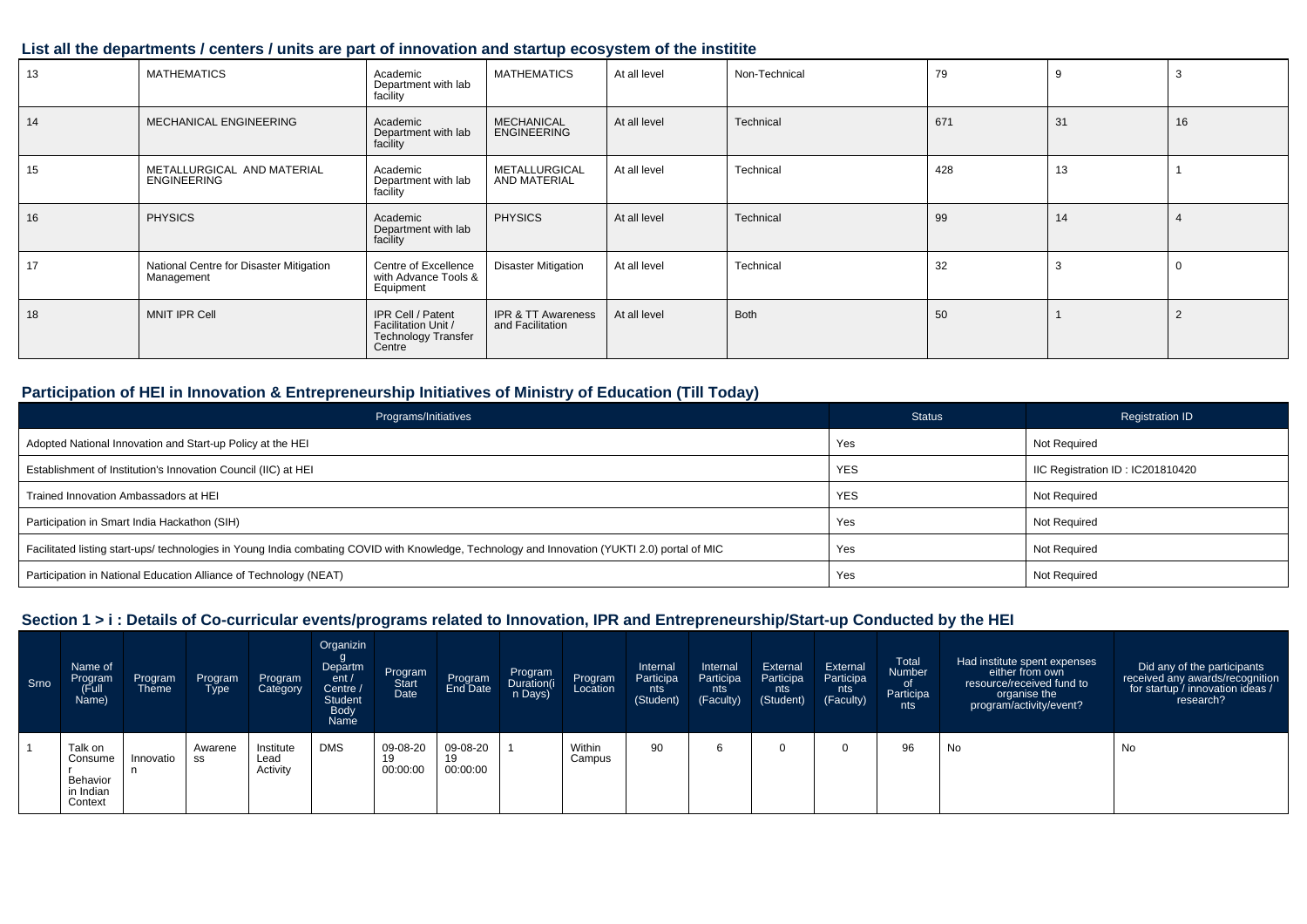## List all the departments / centers / units are part of innovation and startup ecosystem of the institite

| | | | | | | | | |
|---|---|---|---|---|---|---|---|---|
| 13 | MATHEMATICS | Academic Department with lab facility | MATHEMATICS | At all level | Non-Technical | 79 | 9 | 3 |
| 14 | MECHANICAL ENGINEERING | Academic Department with lab facility | MECHANICAL ENGINEERING | At all level | Technical | 671 | 31 | 16 |
| 15 | METALLURGICAL AND MATERIAL ENGINEERING | Academic Department with lab facility | METALLURGICAL AND MATERIAL | At all level | Technical | 428 | 13 | 1 |
| 16 | PHYSICS | Academic Department with lab facility | PHYSICS | At all level | Technical | 99 | 14 | 4 |
| 17 | National Centre for Disaster Mitigation Management | Centre of Excellence with Advance Tools & Equipment | Disaster Mitigation | At all level | Technical | 32 | 3 | 0 |
| 18 | MNIT IPR Cell | IPR Cell / Patent Facilitation Unit / Technology Transfer Centre | IPR & TT Awareness and Facilitation | At all level | Both | 50 | 1 | 2 |

## Participation of HEI in Innovation & Entrepreneurship Initiatives of Ministry of Education (Till Today)

| Programs/Initiatives | Status | Registration ID |
|---|---|---|
| Adopted National Innovation and Start-up Policy at the HEI | Yes | Not Required |
| Establishment of Institution's Innovation Council (IIC) at HEI | YES | IIC Registration ID : IC201810420 |
| Trained Innovation Ambassadors at HEI | YES | Not Required |
| Participation in Smart India Hackathon (SIH) | Yes | Not Required |
| Facilitated listing start-ups/ technologies in Young India combating COVID with Knowledge, Technology and Innovation (YUKTI 2.0) portal of MIC | Yes | Not Required |
| Participation in National Education Alliance of Technology (NEAT) | Yes | Not Required |

## Section 1 > i : Details of Co-curricular events/programs related to Innovation, IPR and Entrepreneurship/Start-up Conducted by the HEI

| Srno | Name of Program (Full Name) | Program Theme | Program Type | Program Category | Organizing Department / Centre / Student Body Name | Program Start Date | Program End Date | Program Duration(in Days) | Program Location | Internal Participants (Student) | Internal Participants (Faculty) | External Participants (Student) | External Participants (Faculty) | Total Number of Participants | Had institute spent expenses either from own resource/received fund to organise the program/activity/event? | Did any of the participants received any awards/recognition for startup / innovation ideas / research? |
|---|---|---|---|---|---|---|---|---|---|---|---|---|---|---|---|---|
| 1 | Talk on Consumer Behavior in Indian Context | Innovation | Awareness | Institute Lead Activity | DMS | 09-08-2019 00:00:00 | 09-08-2019 00:00:00 | 1 | Within Campus | 90 | 6 | 0 | 0 | 96 | No | No |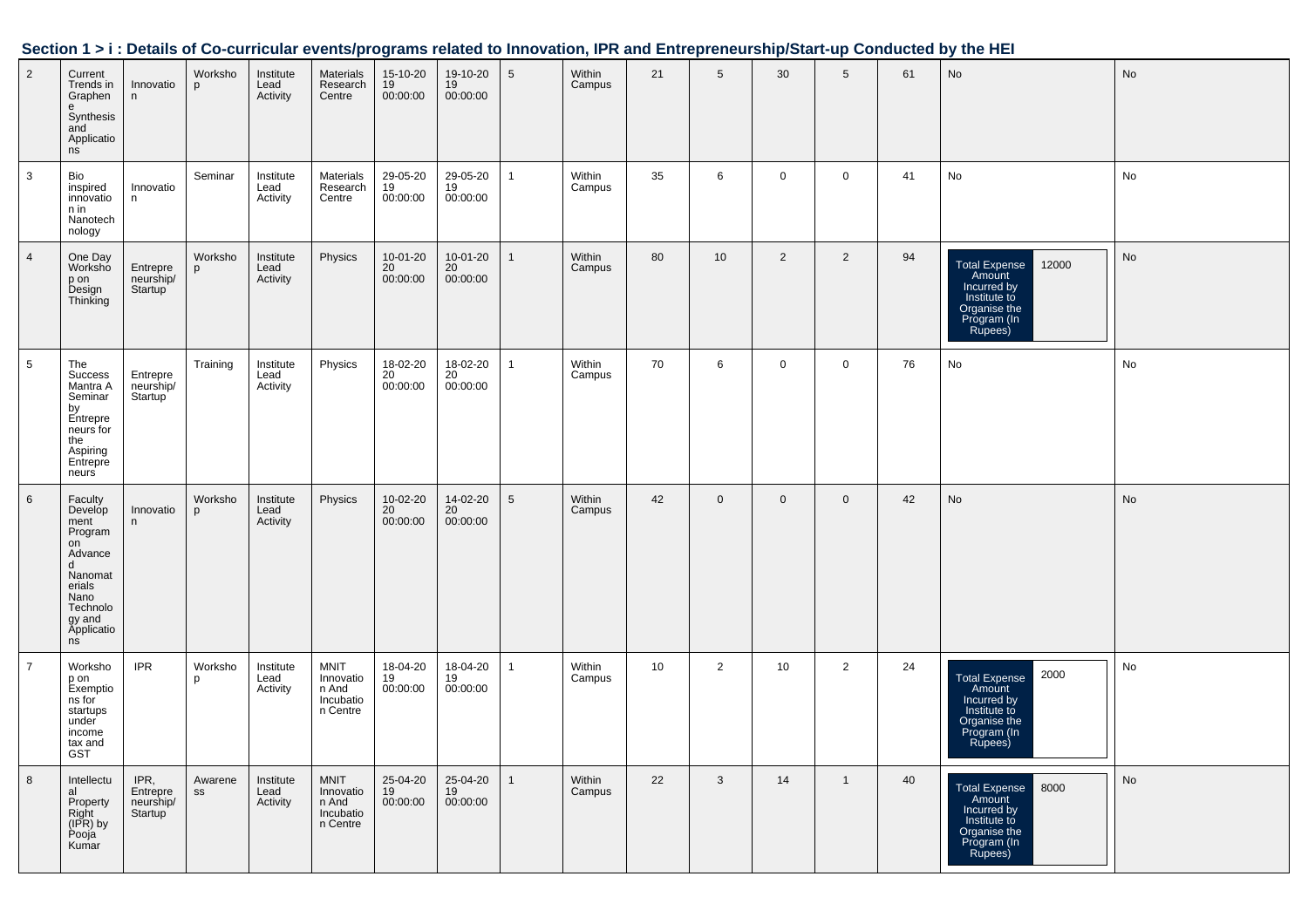## Section 1 > i : Details of Co-curricular events/programs related to Innovation, IPR and Entrepreneurship/Start-up Conducted by the HEI

| | | | | | | | | | | | | | | | | |
|---|---|---|---|---|---|---|---|---|---|---|---|---|---|---|---|---|
| 2 | Current Trends in Graphene Synthesis and Applications | Innovation | Workshop | Institute Lead Activity | Materials Research Centre | 15-10-2019 00:00:00 | 19-10-2019 00:00:00 | 5 | Within Campus | 21 | 5 | 30 | 5 | 61 | No | No |
| 3 | Bio inspired innovation in Nanotechnology | Innovation | Seminar | Institute Lead Activity | Materials Research Centre | 29-05-2019 00:00:00 | 29-05-2019 00:00:00 | 1 | Within Campus | 35 | 6 | 0 | 0 | 41 | No | No |
| 4 | One Day Workshop on Design Thinking | Entrepreneurship/Startup | Workshop | Institute Lead Activity | Physics | 10-01-2020 00:00:00 | 10-01-2020 00:00:00 | 1 | Within Campus | 80 | 10 | 2 | 2 | 94 | Total Expense Amount Incurred by Institute to Organise the Program (In Rupees): 12000 | No |
| 5 | The Success Mantra A Seminar by Entrepreneurs for the Aspiring Entrepreneurs | Entrepreneurship/Startup | Training | Institute Lead Activity | Physics | 18-02-2020 00:00:00 | 18-02-2020 00:00:00 | 1 | Within Campus | 70 | 6 | 0 | 0 | 76 | No | No |
| 6 | Faculty Development Program on Advanced Nanomaterials Nano Technology and Applications | Innovation | Workshop | Institute Lead Activity | Physics | 10-02-2020 00:00:00 | 14-02-2020 00:00:00 | 5 | Within Campus | 42 | 0 | 0 | 0 | 42 | No | No |
| 7 | Workshop on Exemptions for startups under income tax and GST | IPR | Workshop | Institute Lead Activity | MNIT Innovation And Incubation Centre | 18-04-2019 00:00:00 | 18-04-2019 00:00:00 | 1 | Within Campus | 10 | 2 | 10 | 2 | 24 | Total Expense Amount Incurred by Institute to Organise the Program (In Rupees): 2000 | No |
| 8 | Intellectual Property Right (IPR) by Pooja Kumar | IPR, Entrepreneurship/Startup | Awareness | Institute Lead Activity | MNIT Innovation And Incubation Centre | 25-04-2019 00:00:00 | 25-04-2019 00:00:00 | 1 | Within Campus | 22 | 3 | 14 | 1 | 40 | Total Expense Amount Incurred by Institute to Organise the Program (In Rupees): 8000 | No |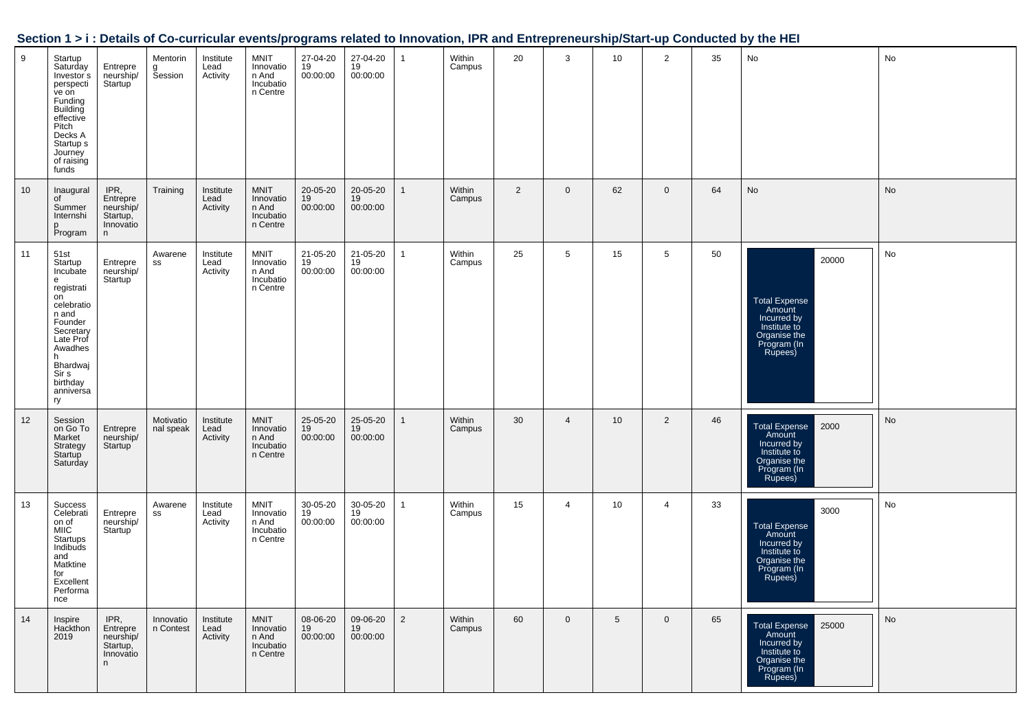## Section 1 > i : Details of Co-curricular events/programs related to Innovation, IPR and Entrepreneurship/Start-up Conducted by the HEI

| | | | | | | | | | | | | | | | | |
|---|---|---|---|---|---|---|---|---|---|---|---|---|---|---|---|---|
| 9 | Startup Saturday Investor s perspective on Funding Building effective Pitch Decks A Startup s Journey of raising funds | Entrepreneurship/ Startup | Mentoring Session | Institute Lead Activity | MNIT Innovation And Incubation Centre | 27-04-2019 00:00:00 | 27-04-2019 00:00:00 | 1 | Within Campus | 20 | 3 | 10 | 2 | 35 | No | No |
| 10 | Inaugural of Summer Internship Program | IPR, Entrepreneurship/ Startup, Innovation | Training | Institute Lead Activity | MNIT Innovation And Incubation Centre | 20-05-2019 00:00:00 | 20-05-2019 00:00:00 | 1 | Within Campus | 2 | 0 | 62 | 0 | 64 | No | No |
| 11 | 51st Startup Incubatee registration celebration and Founder Secretary Late Prof Awadhesh Bhardwaj Sir s birthday anniversary | Entrepreneurship/ Startup | Awareness | Institute Lead Activity | MNIT Innovation And Incubation Centre | 21-05-2019 00:00:00 | 21-05-2019 00:00:00 | 1 | Within Campus | 25 | 5 | 15 | 5 | 50 | Total Expense Amount Incurred by Institute to Organise the Program (In Rupees): 20000 | No |
| 12 | Session on Go To Market Strategy Startup Saturday | Entrepreneurship/ Startup | Motivational speak | Institute Lead Activity | MNIT Innovation And Incubation Centre | 25-05-2019 00:00:00 | 25-05-2019 00:00:00 | 1 | Within Campus | 30 | 4 | 10 | 2 | 46 | Total Expense Amount Incurred by Institute to Organise the Program (In Rupees): 2000 | No |
| 13 | Success Celebration of MIIC Startups Indibuds and Matktine for Excellent Performance | Entrepreneurship/ Startup | Awareness | Institute Lead Activity | MNIT Innovation And Incubation Centre | 30-05-2019 00:00:00 | 30-05-2019 00:00:00 | 1 | Within Campus | 15 | 4 | 10 | 4 | 33 | Total Expense Amount Incurred by Institute to Organise the Program (In Rupees): 3000 | No |
| 14 | Inspire Hackthon 2019 | IPR, Entrepreneurship/ Startup, Innovation | Innovation Contest | Institute Lead Activity | MNIT Innovation And Incubation Centre | 08-06-2019 00:00:00 | 09-06-2019 00:00:00 | 2 | Within Campus | 60 | 0 | 5 | 0 | 65 | Total Expense Amount Incurred by Institute to Organise the Program (In Rupees): 25000 | No |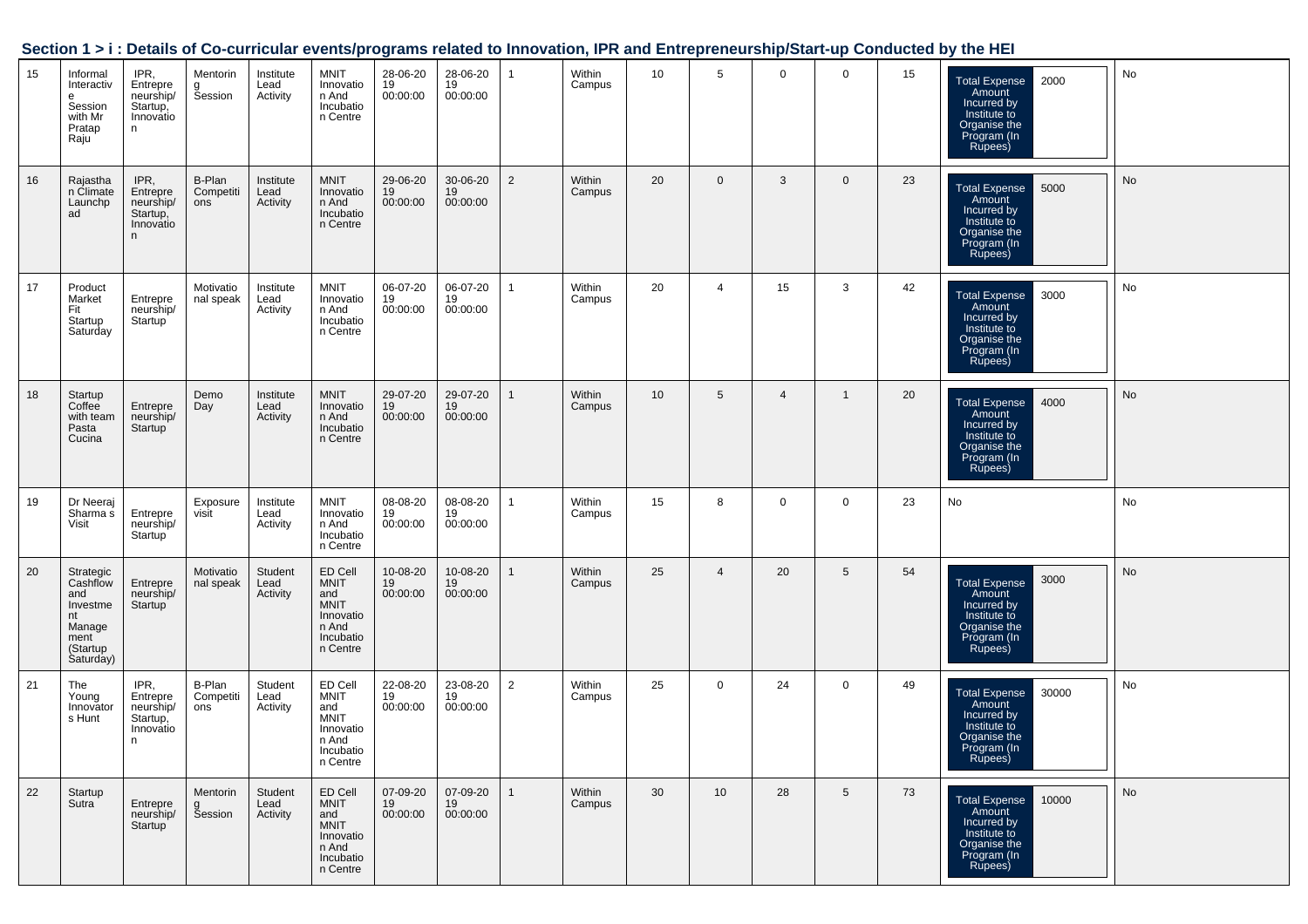## Section 1 > i : Details of Co-curricular events/programs related to Innovation, IPR and Entrepreneurship/Start-up Conducted by the HEI

| | | | | | | | | | | | | | | | | |
|---|---|---|---|---|---|---|---|---|---|---|---|---|---|---|---|---|
| 15 | Informal Interactive Session with Mr Pratap Raju | IPR, Entrepreneurship/ Startup, Innovation | Mentoring Session | Institute Lead Activity | MNIT Innovation And Incubation Centre | 28-06-2019 00:00:00 | 28-06-2019 00:00:00 | 1 | Within Campus | 10 | 5 | 0 | 0 | 15 | Total Expense Amount Incurred by Institute to Organise the Program (In Rupees) 2000 | No |
| 16 | Rajasthan Climate Launchpad | IPR, Entrepreneurship/ Startup, Innovation | B-Plan Competitions | Institute Lead Activity | MNIT Innovation And Incubation Centre | 29-06-2019 00:00:00 | 30-06-2019 00:00:00 | 2 | Within Campus | 20 | 0 | 3 | 0 | 23 | Total Expense Amount Incurred by Institute to Organise the Program (In Rupees) 5000 | No |
| 17 | Product Market Fit Startup Saturday | Entrepreneurship/ Startup | Motivational speak | Institute Lead Activity | MNIT Innovation And Incubation Centre | 06-07-2019 00:00:00 | 06-07-2019 00:00:00 | 1 | Within Campus | 20 | 4 | 15 | 3 | 42 | Total Expense Amount Incurred by Institute to Organise the Program (In Rupees) 3000 | No |
| 18 | Startup Coffee with team Pasta Cucina | Entrepreneurship/ Startup | Demo Day | Institute Lead Activity | MNIT Innovation And Incubation Centre | 29-07-2019 00:00:00 | 29-07-2019 00:00:00 | 1 | Within Campus | 10 | 5 | 4 | 1 | 20 | Total Expense Amount Incurred by Institute to Organise the Program (In Rupees) 4000 | No |
| 19 | Dr Neeraj Sharma s Visit | Entrepreneurship/ Startup | Exposure visit | Institute Lead Activity | MNIT Innovation And Incubation Centre | 08-08-2019 00:00:00 | 08-08-2019 00:00:00 | 1 | Within Campus | 15 | 8 | 0 | 0 | 23 | No | No |
| 20 | Strategic Cashflow and Investment Management (Startup Saturday) | Entrepreneurship/ Startup | Motivational speak | Student Lead Activity | ED Cell MNIT and MNIT Innovation And Incubation Centre | 10-08-2019 00:00:00 | 10-08-2019 00:00:00 | 1 | Within Campus | 25 | 4 | 20 | 5 | 54 | Total Expense Amount Incurred by Institute to Organise the Program (In Rupees) 3000 | No |
| 21 | The Young Innovators Hunt | IPR, Entrepreneurship/ Startup, Innovation | B-Plan Competitions | Student Lead Activity | ED Cell MNIT and MNIT Innovation And Incubation Centre | 22-08-2019 00:00:00 | 23-08-2019 00:00:00 | 2 | Within Campus | 25 | 0 | 24 | 0 | 49 | Total Expense Amount Incurred by Institute to Organise the Program (In Rupees) 30000 | No |
| 22 | Startup Sutra | Entrepreneurship/ Startup | Mentoring Session | Student Lead Activity | ED Cell MNIT and MNIT Innovation And Incubation Centre | 07-09-2019 00:00:00 | 07-09-2019 00:00:00 | 1 | Within Campus | 30 | 10 | 28 | 5 | 73 | Total Expense Amount Incurred by Institute to Organise the Program (In Rupees) 10000 | No |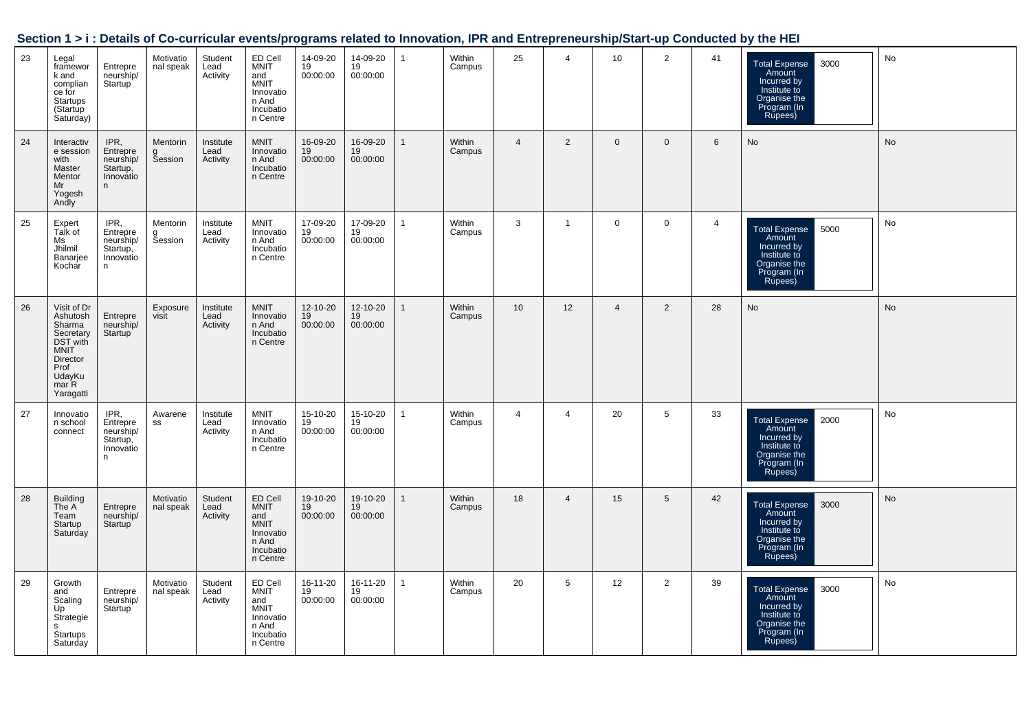## Section 1 > i : Details of Co-curricular events/programs related to Innovation, IPR and Entrepreneurship/Start-up Conducted by the HEI

| | | | | | | | | | | | | | | | | |
|---|---|---|---|---|---|---|---|---|---|---|---|---|---|---|---|---|
| 23 | Legal framework and compliance for Startups (Startup Saturday) | Entrepreneurship/ Startup | Motivational speak | Student Lead Activity | ED Cell MNIT and MNIT Innovation And Incubation Centre | 14-09-2019 00:00:00 | 14-09-2019 00:00:00 | 1 | Within Campus | 25 | 4 | 10 | 2 | 41 | Total Expense Amount Incurred by Institute to Organise the Program (In Rupees) 3000 | No |
| 24 | Interactive session with Master Mentor Mr Yogesh Andly | IPR, Entrepreneurship/ Startup, Innovation | Mentoring Session | Institute Lead Activity | MNIT Innovation And Incubation Centre | 16-09-2019 00:00:00 | 16-09-2019 00:00:00 | 1 | Within Campus | 4 | 2 | 0 | 0 | 6 | No | No |
| 25 | Expert Talk of Ms Jhilmil Banarjee Kochar | IPR, Entrepreneurship/ Startup, Innovation | Mentoring Session | Institute Lead Activity | MNIT Innovation And Incubation Centre | 17-09-2019 00:00:00 | 17-09-2019 00:00:00 | 1 | Within Campus | 3 | 1 | 0 | 0 | 4 | Total Expense Amount Incurred by Institute to Organise the Program (In Rupees) 5000 | No |
| 26 | Visit of Dr Ashutosh Sharma Secretary DST with MNIT Director Prof UdayKumar R Yaragatti | Entrepreneurship/ Startup | Exposure visit | Institute Lead Activity | MNIT Innovation And Incubation Centre | 12-10-2019 00:00:00 | 12-10-2019 00:00:00 | 1 | Within Campus | 10 | 12 | 4 | 2 | 28 | No | No |
| 27 | Innovation school connect | IPR, Entrepreneurship/ Startup, Innovation | Awareness | Institute Lead Activity | MNIT Innovation And Incubation Centre | 15-10-2019 00:00:00 | 15-10-2019 00:00:00 | 1 | Within Campus | 4 | 4 | 20 | 5 | 33 | Total Expense Amount Incurred by Institute to Organise the Program (In Rupees) 2000 | No |
| 28 | Building The A Team Startup Saturday | Entrepreneurship/ Startup | Motivational speak | Student Lead Activity | ED Cell MNIT and MNIT Innovation And Incubation Centre | 19-10-2019 00:00:00 | 19-10-2019 00:00:00 | 1 | Within Campus | 18 | 4 | 15 | 5 | 42 | Total Expense Amount Incurred by Institute to Organise the Program (In Rupees) 3000 | No |
| 29 | Growth and Scaling Up Strategies Startups Saturday | Entrepreneurship/ Startup | Motivational speak | Student Lead Activity | ED Cell MNIT and MNIT Innovation And Incubation Centre | 16-11-2019 00:00:00 | 16-11-2019 00:00:00 | 1 | Within Campus | 20 | 5 | 12 | 2 | 39 | Total Expense Amount Incurred by Institute to Organise the Program (In Rupees) 3000 | No |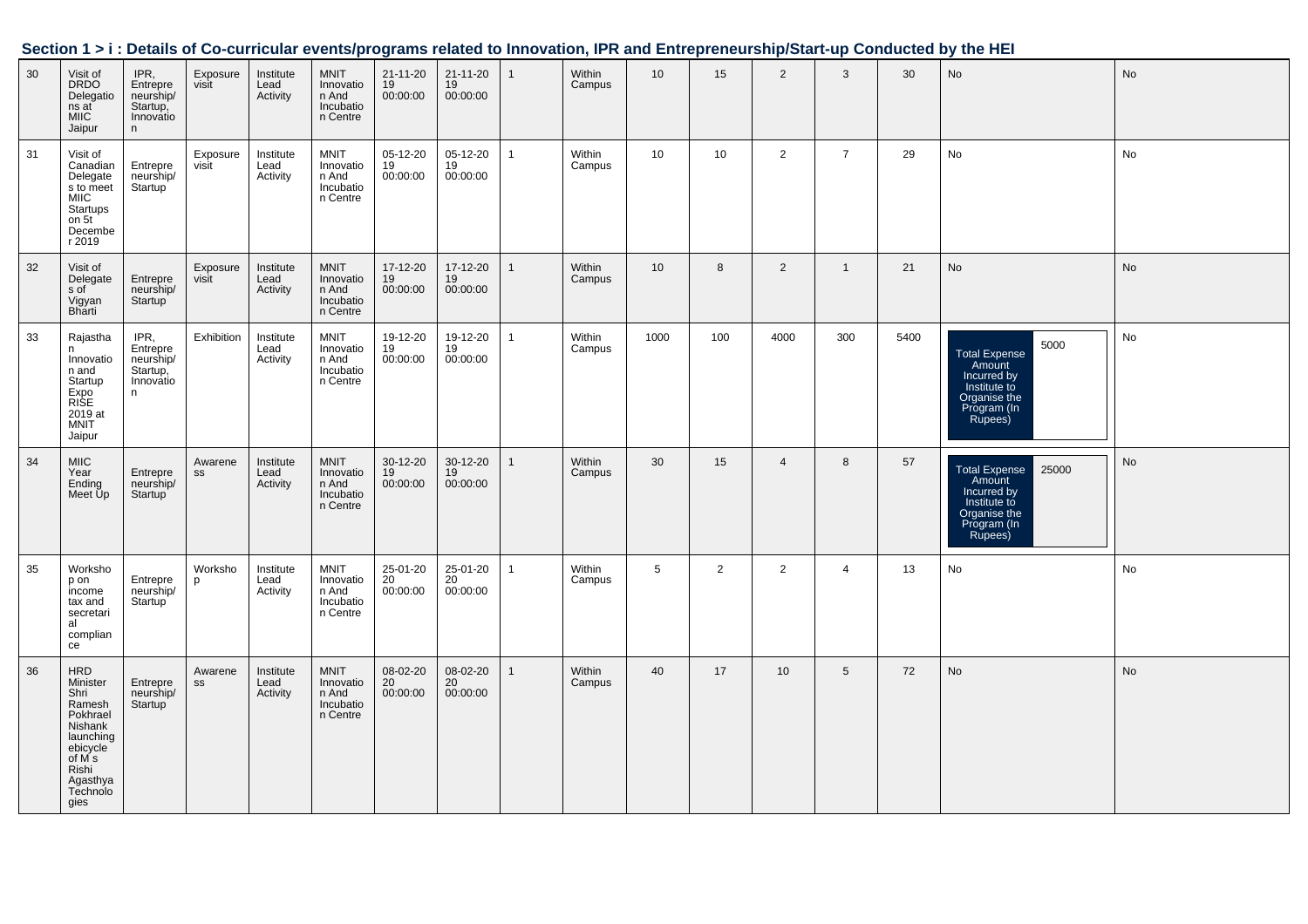## Section 1 > i : Details of Co-curricular events/programs related to Innovation, IPR and Entrepreneurship/Start-up Conducted by the HEI

| | | | | | | | | | | | | | | | | |
|---|---|---|---|---|---|---|---|---|---|---|---|---|---|---|---|---|
| 30 | Visit of DRDO Delegations at MIIC Jaipur | IPR, Entrepreneurship/ Startup, Innovation | Exposure visit | Institute Lead Activity | MNIT Innovation And Incubation Centre | 21-11-2019 00:00:00 | 21-11-2019 00:00:00 | 1 | Within Campus | 10 | 15 | 2 | 3 | 30 | No | No |
| 31 | Visit of Canadian Delegates to meet MIIC Startups on 5t December 2019 | Entrepreneurship/ Startup | Exposure visit | Institute Lead Activity | MNIT Innovation And Incubation Centre | 05-12-2019 00:00:00 | 05-12-2019 00:00:00 | 1 | Within Campus | 10 | 10 | 2 | 7 | 29 | No | No |
| 32 | Visit of Delegates of Vigyan Bharti | Entrepreneurship/ Startup | Exposure visit | Institute Lead Activity | MNIT Innovation And Incubation Centre | 17-12-2019 00:00:00 | 17-12-2019 00:00:00 | 1 | Within Campus | 10 | 8 | 2 | 1 | 21 | No | No |
| 33 | Rajasthan Innovation and Startup Expo RISE 2019 at MNIT Jaipur | IPR, Entrepreneurship/ Startup, Innovation | Exhibition | Institute Lead Activity | MNIT Innovation And Incubation Centre | 19-12-2019 00:00:00 | 19-12-2019 00:00:00 | 1 | Within Campus | 1000 | 100 | 4000 | 300 | 5400 | Total Expense Amount Incurred by Institute to Organise the Program (In Rupees): 5000 | No |
| 34 | MIIC Year Ending Meet Up | Entrepreneurship/ Startup | Awareness | Institute Lead Activity | MNIT Innovation And Incubation Centre | 30-12-2019 00:00:00 | 30-12-2019 00:00:00 | 1 | Within Campus | 30 | 15 | 4 | 8 | 57 | Total Expense Amount Incurred by Institute to Organise the Program (In Rupees): 25000 | No |
| 35 | Workshop on income tax and secretarial compliance | Entrepreneurship/ Startup | Workshop | Institute Lead Activity | MNIT Innovation And Incubation Centre | 25-01-2020 00:00:00 | 25-01-2020 00:00:00 | 1 | Within Campus | 5 | 2 | 2 | 4 | 13 | No | No |
| 36 | HRD Minister Shri Ramesh Pokhrael Nishank launching ebicycle of M s Rishi Agasthya Technologies | Entrepreneurship/ Startup | Awareness | Institute Lead Activity | MNIT Innovation And Incubation Centre | 08-02-2020 00:00:00 | 08-02-2020 00:00:00 | 1 | Within Campus | 40 | 17 | 10 | 5 | 72 | No | No |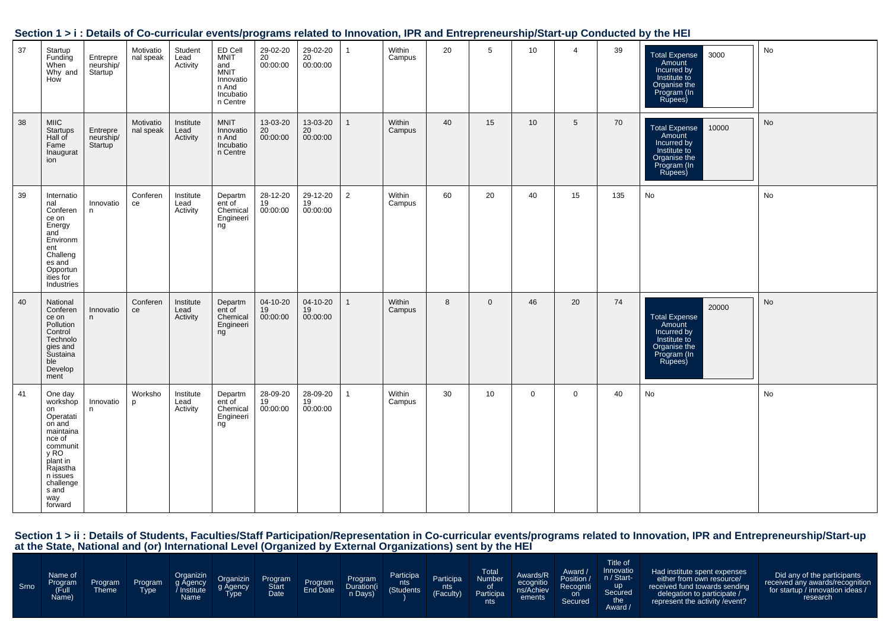## Section 1 > i : Details of Co-curricular events/programs related to Innovation, IPR and Entrepreneurship/Start-up Conducted by the HEI

| | | | | | | | | | | | | | | | | |
|---|---|---|---|---|---|---|---|---|---|---|---|---|---|---|---|---|
| 37 | Startup Funding When Why and How | Entrepreneurship/ Startup | Motivational speak | Student Lead Activity | ED Cell MNIT and MNIT Innovation And Incubation Centre | 29-02-2020 00:00:00 | 29-02-2020 00:00:00 | 1 | Within Campus | 20 | 5 | 10 | 4 | 39 | Total Expense Amount Incurred by Institute to Organise the Program (In Rupees): 3000 | No |
| 38 | MIIC Startups Hall of Fame Inauguration | Entrepreneurship/ Startup | Motivational speak | Institute Lead Activity | MNIT Innovation And Incubation Centre | 13-03-2020 00:00:00 | 13-03-2020 00:00:00 | 1 | Within Campus | 40 | 15 | 10 | 5 | 70 | Total Expense Amount Incurred by Institute to Organise the Program (In Rupees): 10000 | No |
| 39 | International Conference on Energy and Environment Challenges and Opportunities for Industries | Innovation | Conference | Institute Lead Activity | Department of Chemical Engineering | 28-12-2019 00:00:00 | 29-12-2019 00:00:00 | 2 | Within Campus | 60 | 20 | 40 | 15 | 135 | No | No |
| 40 | National Conference on Pollution Control Technologies and Sustainable Development | Innovation | Conference | Institute Lead Activity | Department of Chemical Engineering | 04-10-2019 00:00:00 | 04-10-2019 00:00:00 | 1 | Within Campus | 8 | 0 | 46 | 20 | 74 | Total Expense Amount Incurred by Institute to Organise the Program (In Rupees): 20000 | No |
| 41 | One day workshop on Operatation and maintainance of community RO plant in Rajasthan issues challenges and way forward | Innovation | Workshop | Institute Lead Activity | Department of Chemical Engineering | 28-09-2019 00:00:00 | 28-09-2019 00:00:00 | 1 | Within Campus | 30 | 10 | 0 | 0 | 40 | No | No |

## Section 1 > ii : Details of Students, Faculties/Staff Participation/Representation in Co-curricular events/programs related to Innovation, IPR and Entrepreneurship/Start-up at the State, National and (or) International Level (Organized by External Organizations) sent by the HEI

| Srno | Name of Program (Full Name) | Program Theme | Program Type | Organizing Agency / Institute Name | Organizing Agency Type | Program Start Date | Program End Date | Program Duration(in Days) | Participants (Students) | Participants (Faculty) | Total Number of Participants | Awards/Recognitions/Achievements | Award / Position / Recognition Secured | Title of Innovation / Start-up Secured the Award / | Had institute spent expenses either from own resource/ received fund towards sending delegation to participate / represent the activity /event? | Did any of the participants received any awards/recognition for startup / innovation ideas / research |
|---|---|---|---|---|---|---|---|---|---|---|---|---|---|---|---|---|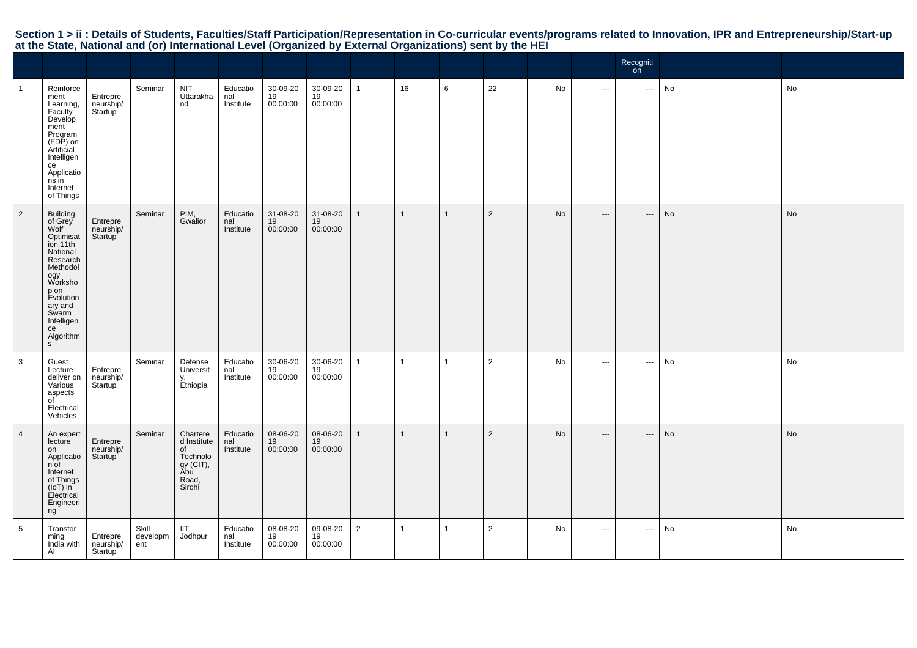## Section 1 > ii : Details of Students, Faculties/Staff Participation/Representation in Co-curricular events/programs related to Innovation, IPR and Entrepreneurship/Start-up at the State, National and (or) International Level (Organized by External Organizations) sent by the HEI

| | | | | | | | | | | | | | | Recognition | | |
|---|---|---|---|---|---|---|---|---|---|---|---|---|---|---|---|---|
| 1 | Reinforcement Learning, Faculty Development Program (FDP) on Artificial Intelligence Applications in Internet of Things | Entrepreneurship/ Startup | Seminar | NIT Uttarakhand | Educational Institute | 30-09-2019 00:00:00 | 30-09-2019 00:00:00 | 1 | 16 | 6 | 22 | No | --- | --- | No | No |
| 2 | Building of Grey Wolf Optimisation,11th National Research Methodology Workshop on Evolutionary and Swarm Intelligence Algorithms | Entrepreneurship/ Startup | Seminar | PIM, Gwalior | Educational Institute | 31-08-2019 00:00:00 | 31-08-2019 00:00:00 | 1 | 1 | 1 | 2 | No | --- | --- | No | No |
| 3 | Guest Lecture deliver on Various aspects of Electrical Vehicles | Entrepreneurship/ Startup | Seminar | Defense University, Ethiopia | Educational Institute | 30-06-2019 00:00:00 | 30-06-2019 00:00:00 | 1 | 1 | 1 | 2 | No | --- | --- | No | No |
| 4 | An expert lecture on Application of Internet of Things (IoT) in Electrical Engineering | Entrepreneurship/ Startup | Seminar | Chartered Institute of Technology (CIT), Abu Road, Sirohi | Educational Institute | 08-06-2019 00:00:00 | 08-06-2019 00:00:00 | 1 | 1 | 1 | 2 | No | --- | --- | No | No |
| 5 | Transforming India with AI | Entrepreneurship/ Startup | Skill development | IIT Jodhpur | Educational Institute | 08-08-2019 00:00:00 | 09-08-2019 00:00:00 | 2 | 1 | 1 | 2 | No | --- | --- | No | No |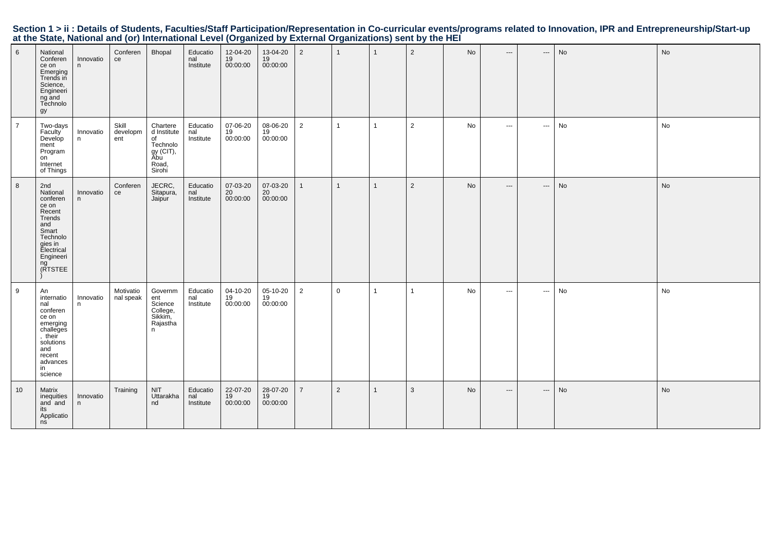**Section 1 > ii : Details of Students, Faculties/Staff Participation/Representation in Co-curricular events/programs related to Innovation, IPR and Entrepreneurship/Start-up at the State, National and (or) International Level (Organized by External Organizations) sent by the HEI**

| | | | | | | | | | | | | | | | | |
|---|---|---|---|---|---|---|---|---|---|---|---|---|---|---|---|---|
| 6 | National Conference on Emerging Trends in Science, Engineering and Technology | Innovation | Conference | Bhopal | Educational Institute | 12-04-2019 00:00:00 | 13-04-2019 00:00:00 | 2 | 1 | 1 | 2 | No | --- | --- | No | No |
| 7 | Two-days Faculty Development Program on Internet of Things | Innovation | Skill development | Chartered Institute of Technology (CIT), Abu Road, Sirohi | Educational Institute | 07-06-2019 00:00:00 | 08-06-2019 00:00:00 | 2 | 1 | 1 | 2 | No | --- | --- | No | No |
| 8 | 2nd National conference on Recent Trends and Smart Technologies in Electrical Engineering (RTSTEE) | Innovation | Conference | JECRC, Sitapura, Jaipur | Educational Institute | 07-03-2020 00:00:00 | 07-03-2020 00:00:00 | 1 | 1 | 1 | 2 | No | --- | --- | No | No |
| 9 | An international conference on emerging challeges, their solutions and recent advances in science | Innovation | Motivational speak | Government Science College, Sikkim, Rajasthan | Educational Institute | 04-10-2019 00:00:00 | 05-10-2019 00:00:00 | 2 | 0 | 1 | 1 | No | --- | --- | No | No |
| 10 | Matrix inequities and and its Applications | Innovation | Training | NIT Uttarakhand | Educational Institute | 22-07-2019 00:00:00 | 28-07-2019 00:00:00 | 7 | 2 | 1 | 3 | No | --- | --- | No | No |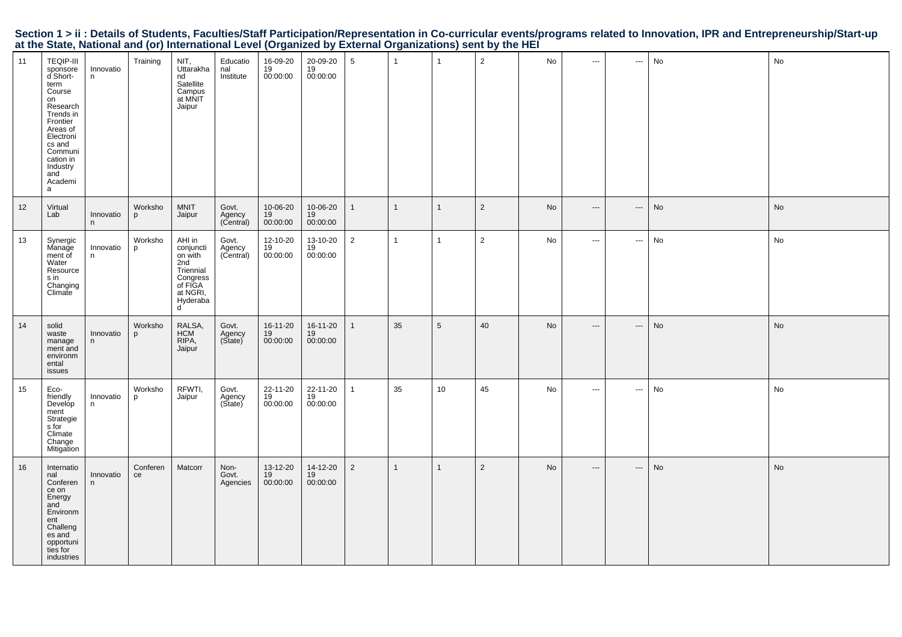## Section 1 > ii : Details of Students, Faculties/Staff Participation/Representation in Co-curricular events/programs related to Innovation, IPR and Entrepreneurship/Start-up at the State, National and (or) International Level (Organized by External Organizations) sent by the HEI

| | | | | | | | | | | | | | | | | |
|---|---|---|---|---|---|---|---|---|---|---|---|---|---|---|---|---|
| 11 | TEQIP-III sponsored Short-term Course on Research Trends in Frontier Areas of Electronics and Communication in Industry and Academia | Innovation | Training | NIT, Uttarakhand Satellite Campus at MNIT Jaipur | Educational Institute | 16-09-2019 00:00:00 | 20-09-2019 00:00:00 | 5 | 1 | 1 | 2 | No | --- | --- | No | No |
| 12 | Virtual Lab | Innovation | Workshop | MNIT Jaipur | Govt. Agency (Central) | 10-06-2019 00:00:00 | 10-06-2019 00:00:00 | 1 | 1 | 1 | 2 | No | --- | --- | No | No |
| 13 | Synergic Management of Water Resources in Changing Climate | Innovation | Workshop | AHI in conjunction with 2nd Triennial Congress of FIGA at NGRI, Hyderabad | Govt. Agency (Central) | 12-10-2019 00:00:00 | 13-10-2019 00:00:00 | 2 | 1 | 1 | 2 | No | --- | --- | No | No |
| 14 | solid waste management and environmental issues | Innovation | Workshop | RALSA, HCM RIPA, Jaipur | Govt. Agency (State) | 16-11-2019 00:00:00 | 16-11-2019 00:00:00 | 1 | 35 | 5 | 40 | No | --- | --- | No | No |
| 15 | Eco-friendly Development Strategies for Climate Change Mitigation | Innovation | Workshop | RFWTI, Jaipur | Govt. Agency (State) | 22-11-2019 00:00:00 | 22-11-2019 00:00:00 | 1 | 35 | 10 | 45 | No | --- | --- | No | No |
| 16 | International Conference on Energy and Environment Challenges and opportunities for industries | Innovation | Conference | Matcorr | Non-Govt. Agencies | 13-12-2019 00:00:00 | 14-12-2019 00:00:00 | 2 | 1 | 1 | 2 | No | --- | --- | No | No |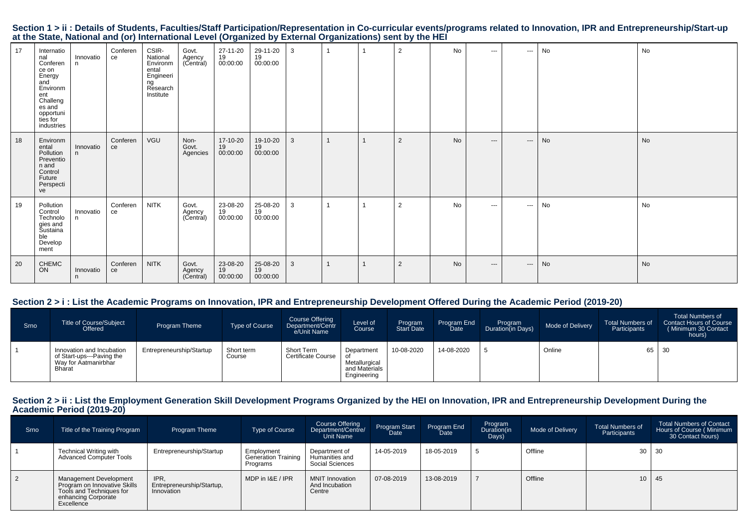## Section 1 > ii : Details of Students, Faculties/Staff Participation/Representation in Co-curricular events/programs related to Innovation, IPR and Entrepreneurship/Start-up at the State, National and (or) International Level (Organized by External Organizations) sent by the HEI

| | | | | | | | | | | | | | | | | |
|---|---|---|---|---|---|---|---|---|---|---|---|---|---|---|---|---|
| 17 | International Conference on Energy and Environment Challenges and opportunities for industries | Innovation | Conference | CSIR-National Environmental Engineering Research Institute | Govt. Agency (Central) | 27-11-2019 00:00:00 | 29-11-2019 00:00:00 | 3 | 1 | 1 | 2 | No | --- | --- | No | No |
| 18 | Environmental Pollution Prevention and Control Future Perspective | Innovation | Conference | VGU | Non-Govt. Agencies | 17-10-2019 00:00:00 | 19-10-2019 00:00:00 | 3 | 1 | 1 | 2 | No | --- | --- | No | No |
| 19 | Pollution Control Technologies and Sustainable Development | Innovation | Conference | NITK | Govt. Agency (Central) | 23-08-2019 00:00:00 | 25-08-2019 00:00:00 | 3 | 1 | 1 | 2 | No | --- | --- | No | No |
| 20 | CHEMCON | Innovation | Conference | NITK | Govt. Agency (Central) | 23-08-2019 00:00:00 | 25-08-2019 00:00:00 | 3 | 1 | 1 | 2 | No | --- | --- | No | No |

## Section 2 > i : List the Academic Programs on Innovation, IPR and Entrepreneurship Development Offered During the Academic Period (2019-20)

| Srno | Title of Course/Subject Offered | Program Theme | Type of Course | Course Offering Department/Centre/Unit Name | Level of Course | Program Start Date | Program End Date | Program Duration(in Days) | Mode of Delivery | Total Numbers of Participants | Total Numbers of Contact Hours of Course ( Minimum 30 Contact hours) |
|---|---|---|---|---|---|---|---|---|---|---|---|
| 1 | Innovation and Incubation of Start-ups---Paving the Way for Aatmanirbhar Bharat | Entrepreneurship/Startup | Short term Course | Short Term Certificate Course | Department of Metallurgical and Materials Engineering | 10-08-2020 | 14-08-2020 | 5 | Online | 65 | 30 |

## Section 2 > ii : List the Employment Generation Skill Development Programs Organized by the HEI on Innovation, IPR and Entrepreneurship Development During the Academic Period (2019-20)

| Srno | Title of the Training Program | Program Theme | Type of Course | Course Offering Department/Centre/ Unit Name | Program Start Date | Program End Date | Program Duration(in Days) | Mode of Delivery | Total Numbers of Participants | Total Numbers of Contact Hours of Course ( Minimum 30 Contact hours) |
|---|---|---|---|---|---|---|---|---|---|---|
| 1 | Technical Writing with Advanced Computer Tools | Entrepreneurship/Startup | Employment Generation Training Programs | Department of Humanities and Social Sciences | 14-05-2019 | 18-05-2019 | 5 | Offline | 30 | 30 |
| 2 | Management Development Program on Innovative Skills Tools and Techniques for enhancing Corporate Excellence | IPR, Entrepreneurship/Startup, Innovation | MDP in I&E / IPR | MNIT Innovation And Incubation Centre | 07-08-2019 | 13-08-2019 | 7 | Offline | 10 | 45 |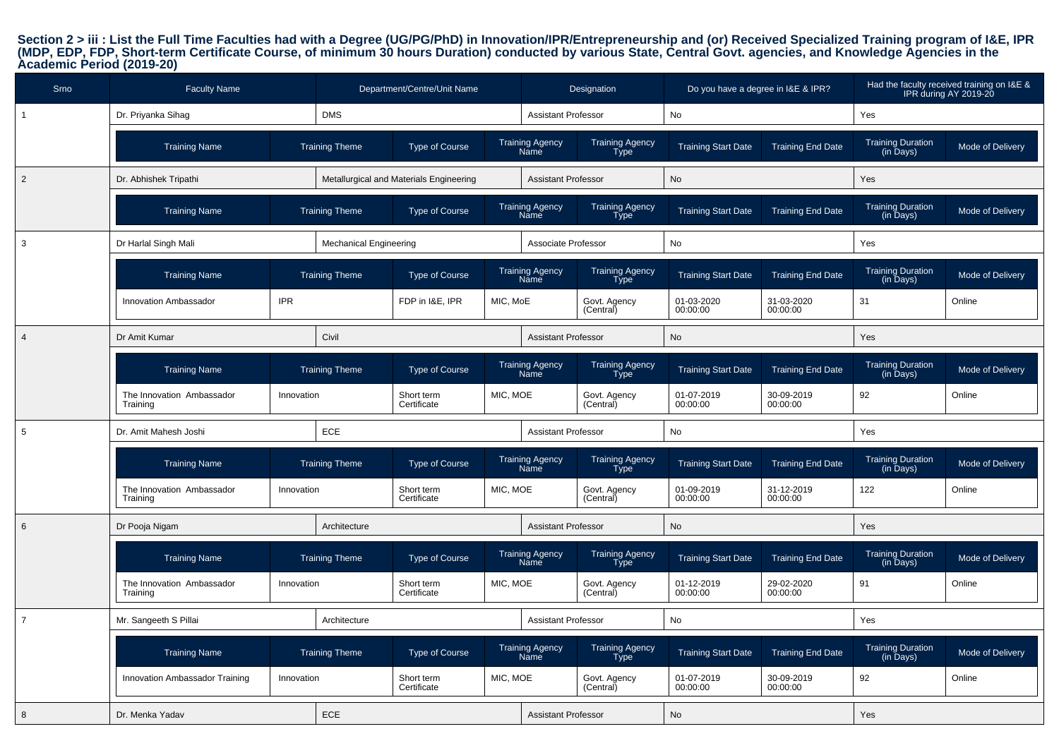**Section 2 > iii : List the Full Time Faculties had with a Degree (UG/PG/PhD) in Innovation/IPR/Entrepreneurship and (or) Received Specialized Training program of I&E, IPR (MDP, EDP, FDP, Short-term Certificate Course, of minimum 30 hours Duration) conducted by various State, Central Govt. agencies, and Knowledge Agencies in the Academic Period (2019-20)**

| Srno | Faculty Name | Department/Centre/Unit Name | Designation | Do you have a degree in I&E & IPR? | Had the faculty received training on I&E & IPR during AY 2019-20 |
|---|---|---|---|---|---|
| 1 | Dr. Priyanka Sihag | DMS | Assistant Professor | No | Yes |

| Training Name | Training Theme | Type of Course | Training Agency Name | Training Agency Type | Training Start Date | Training End Date | Training Duration (in Days) | Mode of Delivery |
|---|---|---|---|---|---|---|---|---|

| Srno | Faculty Name | Department/Centre/Unit Name | Designation | Do you have a degree in I&E & IPR? | Had the faculty received training on I&E & IPR during AY 2019-20 |
|---|---|---|---|---|---|
| 2 | Dr. Abhishek Tripathi | Metallurgical and Materials Engineering | Assistant Professor | No | Yes |

| Training Name | Training Theme | Type of Course | Training Agency Name | Training Agency Type | Training Start Date | Training End Date | Training Duration (in Days) | Mode of Delivery |
|---|---|---|---|---|---|---|---|---|

| Srno | Faculty Name | Department/Centre/Unit Name | Designation | Do you have a degree in I&E & IPR? | Had the faculty received training on I&E & IPR during AY 2019-20 |
|---|---|---|---|---|---|
| 3 | Dr Harlal Singh Mali | Mechanical Engineering | Associate Professor | No | Yes |

| Training Name | Training Theme | Type of Course | Training Agency Name | Training Agency Type | Training Start Date | Training End Date | Training Duration (in Days) | Mode of Delivery |
|---|---|---|---|---|---|---|---|---|
| Innovation Ambassador | IPR | FDP in I&E, IPR | MIC, MoE | Govt. Agency (Central) | 01-03-2020 00:00:00 | 31-03-2020 00:00:00 | 31 | Online |

| Srno | Faculty Name | Department/Centre/Unit Name | Designation | Do you have a degree in I&E & IPR? | Had the faculty received training on I&E & IPR during AY 2019-20 |
|---|---|---|---|---|---|
| 4 | Dr Amit Kumar | Civil | Assistant Professor | No | Yes |

| Training Name | Training Theme | Type of Course | Training Agency Name | Training Agency Type | Training Start Date | Training End Date | Training Duration (in Days) | Mode of Delivery |
|---|---|---|---|---|---|---|---|---|
| The Innovation Ambassador Training | Innovation | Short term Certificate | MIC, MOE | Govt. Agency (Central) | 01-07-2019 00:00:00 | 30-09-2019 00:00:00 | 92 | Online |

| Srno | Faculty Name | Department/Centre/Unit Name | Designation | Do you have a degree in I&E & IPR? | Had the faculty received training on I&E & IPR during AY 2019-20 |
|---|---|---|---|---|---|
| 5 | Dr. Amit Mahesh Joshi | ECE | Assistant Professor | No | Yes |

| Training Name | Training Theme | Type of Course | Training Agency Name | Training Agency Type | Training Start Date | Training End Date | Training Duration (in Days) | Mode of Delivery |
|---|---|---|---|---|---|---|---|---|
| The Innovation Ambassador Training | Innovation | Short term Certificate | MIC, MOE | Govt. Agency (Central) | 01-09-2019 00:00:00 | 31-12-2019 00:00:00 | 122 | Online |

| Srno | Faculty Name | Department/Centre/Unit Name | Designation | Do you have a degree in I&E & IPR? | Had the faculty received training on I&E & IPR during AY 2019-20 |
|---|---|---|---|---|---|
| 6 | Dr Pooja Nigam | Architecture | Assistant Professor | No | Yes |

| Training Name | Training Theme | Type of Course | Training Agency Name | Training Agency Type | Training Start Date | Training End Date | Training Duration (in Days) | Mode of Delivery |
|---|---|---|---|---|---|---|---|---|
| The Innovation Ambassador Training | Innovation | Short term Certificate | MIC, MOE | Govt. Agency (Central) | 01-12-2019 00:00:00 | 29-02-2020 00:00:00 | 91 | Online |

| Srno | Faculty Name | Department/Centre/Unit Name | Designation | Do you have a degree in I&E & IPR? | Had the faculty received training on I&E & IPR during AY 2019-20 |
|---|---|---|---|---|---|
| 7 | Mr. Sangeeth S Pillai | Architecture | Assistant Professor | No | Yes |

| Training Name | Training Theme | Type of Course | Training Agency Name | Training Agency Type | Training Start Date | Training End Date | Training Duration (in Days) | Mode of Delivery |
|---|---|---|---|---|---|---|---|---|
| Innovation Ambassador Training | Innovation | Short term Certificate | MIC, MOE | Govt. Agency (Central) | 01-07-2019 00:00:00 | 30-09-2019 00:00:00 | 92 | Online |

| Srno | Faculty Name | Department/Centre/Unit Name | Designation | Do you have a degree in I&E & IPR? | Had the faculty received training on I&E & IPR during AY 2019-20 |
|---|---|---|---|---|---|
| 8 | Dr. Menka Yadav | ECE | Assistant Professor | No | Yes |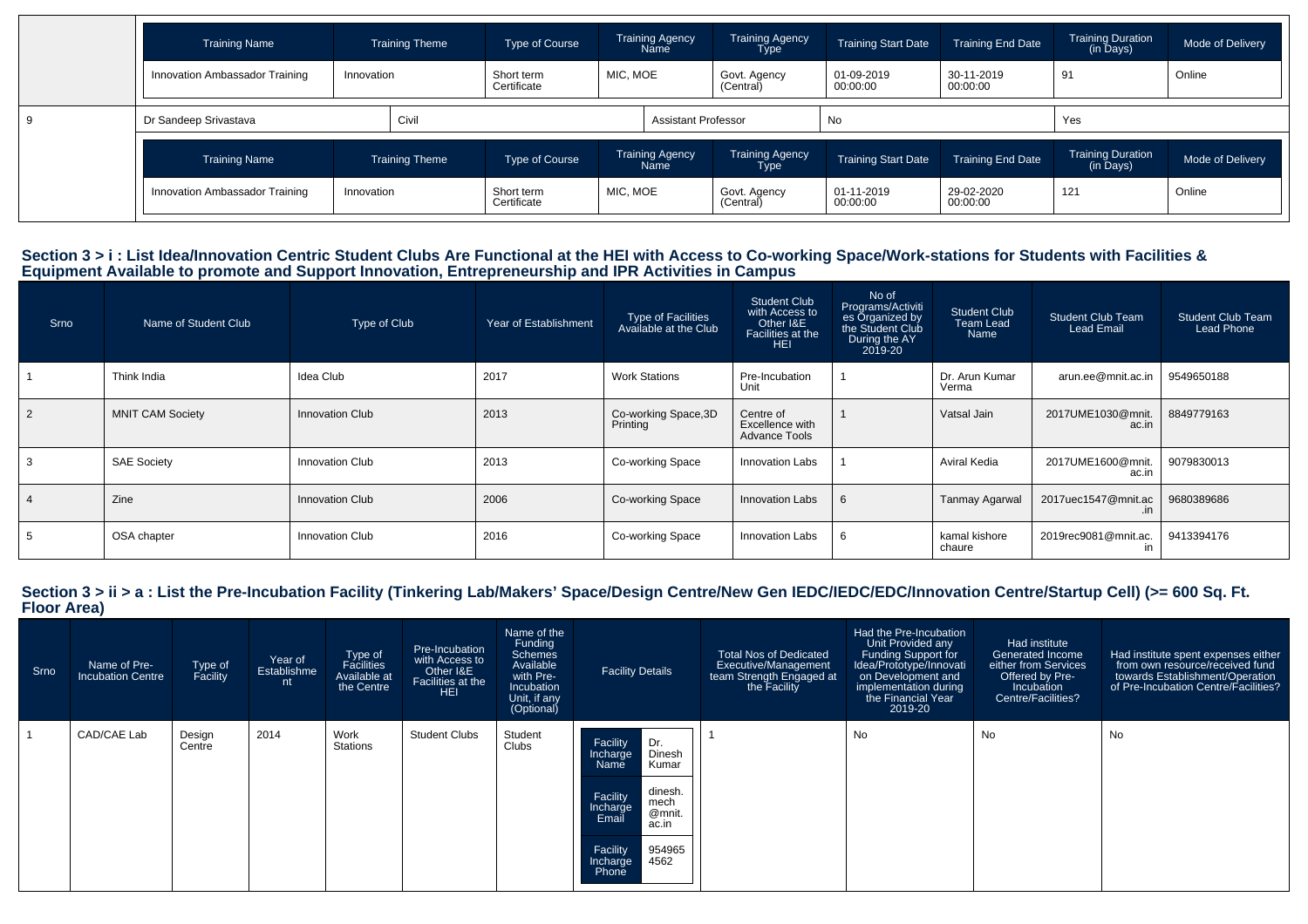| | Training Name | Training Theme | Type of Course | Training Agency Name | Training Agency Type | Training Start Date | Training End Date | Training Duration (in Days) | Mode of Delivery |
|---|---|---|---|---|---|---|---|---|---|
| | Innovation Ambassador Training | Innovation | Short term Certificate | MIC, MOE | Govt. Agency (Central) | 01-09-2019 00:00:00 | 30-11-2019 00:00:00 | 91 | Online |
| 9 | Dr Sandeep Srivastava | Civil | | Assistant Professor | | No | | Yes | |
| | Training Name | Training Theme | Type of Course | Training Agency Name | Training Agency Type | Training Start Date | Training End Date | Training Duration (in Days) | Mode of Delivery |
| | Innovation Ambassador Training | Innovation | Short term Certificate | MIC, MOE | Govt. Agency (Central) | 01-11-2019 00:00:00 | 29-02-2020 00:00:00 | 121 | Online |

## Section 3 > i : List Idea/Innovation Centric Student Clubs Are Functional at the HEI with Access to Co-working Space/Work-stations for Students with Facilities & Equipment Available to promote and Support Innovation, Entrepreneurship and IPR Activities in Campus

| Srno | Name of Student Club | Type of Club | Year of Establishment | Type of Facilities Available at the Club | Student Club with Access to Other I&E Facilities at the HEI | No of Programs/Activities Organized by the Student Club During the AY 2019-20 | Student Club Team Lead Name | Student Club Team Lead Email | Student Club Team Lead Phone |
|---|---|---|---|---|---|---|---|---|---|
| 1 | Think India | Idea Club | 2017 | Work Stations | Pre-Incubation Unit | 1 | Dr. Arun Kumar Verma | arun.ee@mnit.ac.in | 9549650188 |
| 2 | MNIT CAM Society | Innovation Club | 2013 | Co-working Space,3D Printing | Centre of Excellence with Advance Tools | 1 | Vatsal Jain | 2017UME1030@mnit.ac.in | 8849779163 |
| 3 | SAE Society | Innovation Club | 2013 | Co-working Space | Innovation Labs | 1 | Aviral Kedia | 2017UME1600@mnit.ac.in | 9079830013 |
| 4 | Zine | Innovation Club | 2006 | Co-working Space | Innovation Labs | 6 | Tanmay Agarwal | 2017uec1547@mnit.ac.in | 9680389686 |
| 5 | OSA chapter | Innovation Club | 2016 | Co-working Space | Innovation Labs | 6 | kamal kishore chaure | 2019rec9081@mnit.ac.in | 9413394176 |

## Section 3 > ii > a : List the Pre-Incubation Facility (Tinkering Lab/Makers' Space/Design Centre/New Gen IEDC/IEDC/EDC/Innovation Centre/Startup Cell) (>= 600 Sq. Ft. Floor Area)

| Srno | Name of Pre-Incubation Centre | Type of Facility | Year of Establishment | Type of Facilities Available at the Centre | Pre-Incubation with Access to Other I&E Facilities at the HEI | Name of the Funding Schemes Available with Pre-Incubation Unit, if any (Optional) | Facility Details | Total Nos of Dedicated Executive/Management team Strength Engaged at the Facility | Had the Pre-Incubation Unit Provided any Funding Support for Idea/Prototype/Innovation on Development and implementation during the Financial Year 2019-20 | Had institute Generated Income either from Services Offered by Pre-Incubation Centre/Facilities? | Had institute spent expenses either from own resource/received fund towards Establishment/Operation of Pre-Incubation Centre/Facilities? |
|---|---|---|---|---|---|---|---|---|---|---|---|
| 1 | CAD/CAE Lab | Design Centre | 2014 | Work Stations | Student Clubs | Student Clubs | Facility Incharge Name: Dr. Dinesh Kumar; Facility Incharge Email: dinesh.mech@mnit.ac.in; Facility Incharge Phone: 9549654562 | 1 | No | No | No |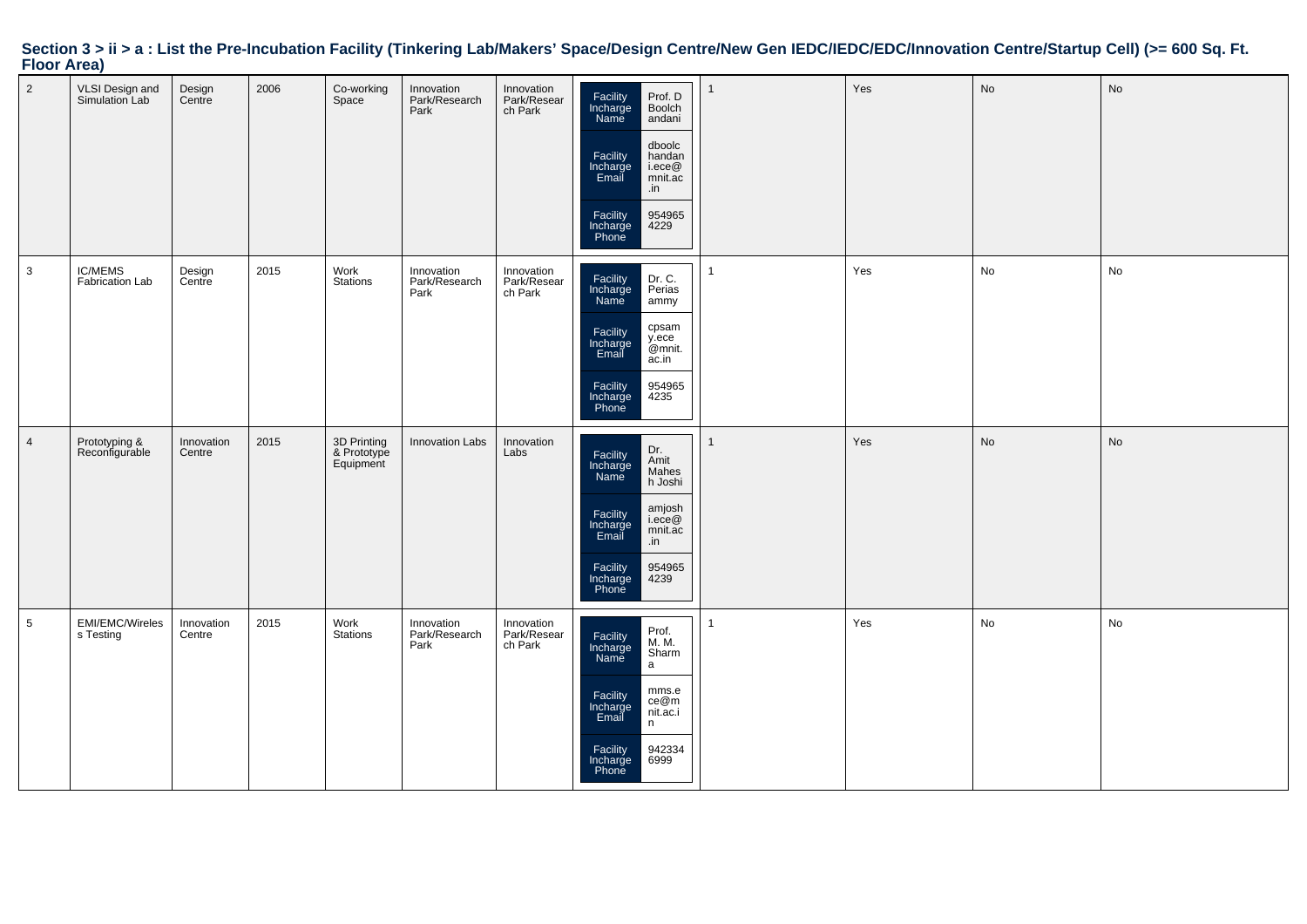### Section 3 > ii > a : List the Pre-Incubation Facility (Tinkering Lab/Makers' Space/Design Centre/New Gen IEDC/IEDC/EDC/Innovation Centre/Startup Cell) (>= 600 Sq. Ft. Floor Area)

| | | | | | | | | | | | |
|---|---|---|---|---|---|---|---|---|---|---|---|
| 2 | VLSI Design and Simulation Lab | Design Centre | 2006 | Co-working Space | Innovation Park/Research Park | Innovation Park/Research Park | Facility Incharge Name: Prof. D Boolchandani<br>Facility Incharge Email: dboolchandani.ece@mnit.ac.in<br>Facility Incharge Phone: 9549654229 | 1 | Yes | No | No |
| 3 | IC/MEMS Fabrication Lab | Design Centre | 2015 | Work Stations | Innovation Park/Research Park | Innovation Park/Research Park | Facility Incharge Name: Dr. C. Periasammy<br>Facility Incharge Email: cpsamy.ece@mnit.ac.in<br>Facility Incharge Phone: 9549654235 | 1 | Yes | No | No |
| 4 | Prototyping & Reconfigurable | Innovation Centre | 2015 | 3D Printing & Prototype Equipment | Innovation Labs | Innovation Labs | Facility Incharge Name: Dr. Amit Mahesh Joshi<br>Facility Incharge Email: amjoshi.ece@mnit.ac.in<br>Facility Incharge Phone: 9549654239 | 1 | Yes | No | No |
| 5 | EMI/EMC/Wireless Testing | Innovation Centre | 2015 | Work Stations | Innovation Park/Research Park | Innovation Park/Research Park | Facility Incharge Name: Prof. M. M. Sharma<br>Facility Incharge Email: mms.ece@mnit.ac.in<br>Facility Incharge Phone: 9423346999 | 1 | Yes | No | No |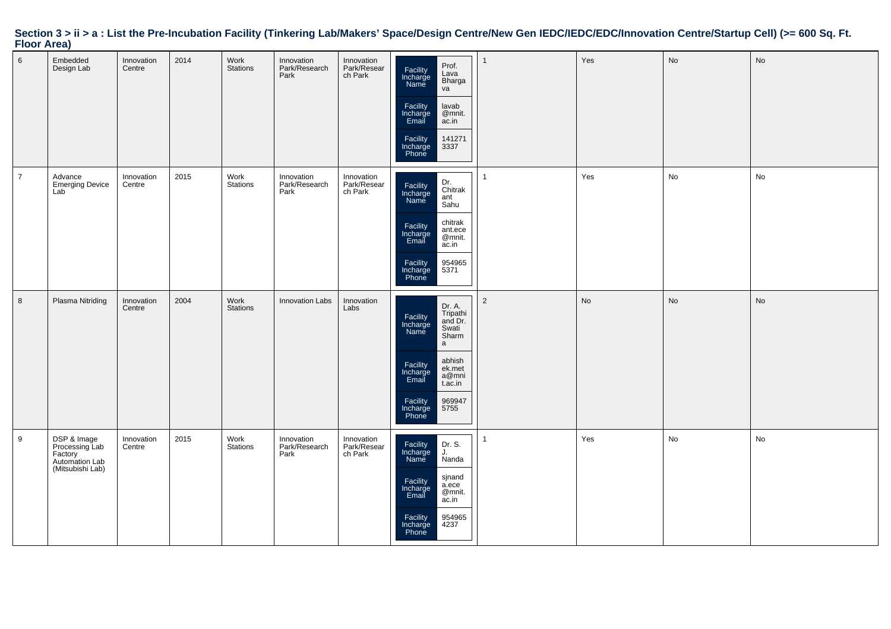# Section 3 > ii > a : List the Pre-Incubation Facility (Tinkering Lab/Makers' Space/Design Centre/New Gen IEDC/IEDC/EDC/Innovation Centre/Startup Cell) (>= 600 Sq. Ft. Floor Area)

| | | | | | | | | | | | |
|---|---|---|---|---|---|---|---|---|---|---|---|
| 6 | Embedded Design Lab | Innovation Centre | 2014 | Work Stations | Innovation Park/Research Park | Innovation Park/Research Park | Facility Incharge Name: Prof. Lava Bhargava<br>Facility Incharge Email: lavab@mnit.ac.in<br>Facility Incharge Phone: 1412713337 | 1 | Yes | No | No |
| 7 | Advance Emerging Device Lab | Innovation Centre | 2015 | Work Stations | Innovation Park/Research Park | Innovation Park/Research Park | Facility Incharge Name: Dr. Chitrakant Sahu<br>Facility Incharge Email: chitrakant.ece@mnit.ac.in<br>Facility Incharge Phone: 9549655371 | 1 | Yes | No | No |
| 8 | Plasma Nitriding | Innovation Centre | 2004 | Work Stations | Innovation Labs | Innovation Labs | Facility Incharge Name: Dr. A. Tripathi and Dr. Swati Sharma<br>Facility Incharge Email: abhishek.meta@mnit.ac.in<br>Facility Incharge Phone: 9699475755 | 2 | No | No | No |
| 9 | DSP & Image Processing Lab Factory Automation Lab (Mitsubishi Lab) | Innovation Centre | 2015 | Work Stations | Innovation Park/Research Park | Innovation Park/Research Park | Facility Incharge Name: Dr. S. J. Nanda<br>Facility Incharge Email: sjnanda.ece@mnit.ac.in<br>Facility Incharge Phone: 9549654237 | 1 | Yes | No | No |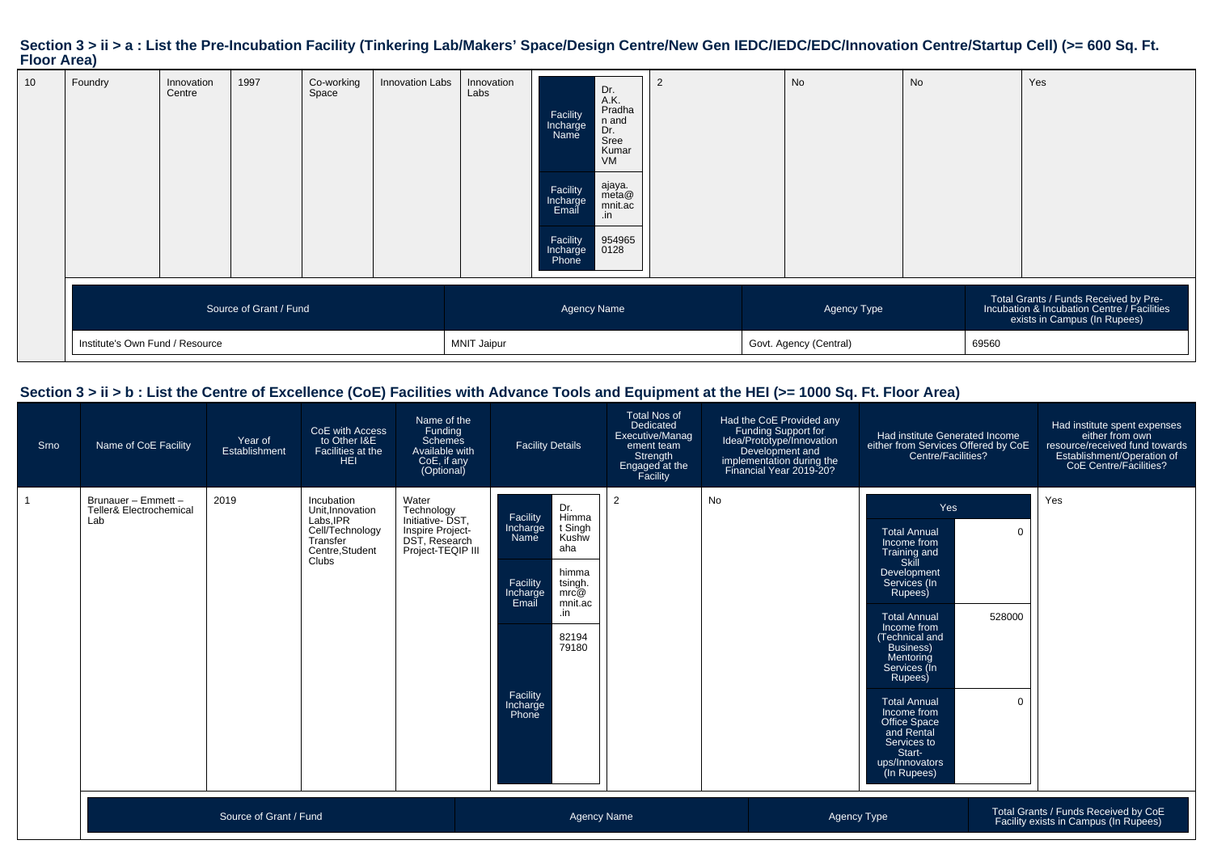## Section 3 > ii > a : List the Pre-Incubation Facility (Tinkering Lab/Makers' Space/Design Centre/New Gen IEDC/IEDC/EDC/Innovation Centre/Startup Cell) (>= 600 Sq. Ft. Floor Area)

| 10 | Foundry | Innovation Centre | 1997 | Co-working Space | Innovation Labs | Innovation Labs | Facility Incharge Name: Dr. A.K. Pradhan and Dr. Sree Kumar VM<br>Facility Incharge Email: ajaya.meta@mnit.ac.in<br>Facility Incharge Phone: 9549650128 | 2 | No | No | Yes |
|---|---|---|---|---|---|---|---|---|---|---|---|

| Source of Grant / Fund | Agency Name | Agency Type | Total Grants / Funds Received by Pre-Incubation & Incubation Centre / Facilities exists in Campus (In Rupees) |
|---|---|---|---|
| Institute's Own Fund / Resource | MNIT Jaipur | Govt. Agency (Central) | 69560 |

## Section 3 > ii > b : List the Centre of Excellence (CoE) Facilities with Advance Tools and Equipment at the HEI (>= 1000 Sq. Ft. Floor Area)

| Srno | Name of CoE Facility | Year of Establishment | CoE with Access to Other I&E Facilities at the HEI | Name of the Funding Schemes Available with CoE, if any (Optional) | Facility Details | Total Nos of Dedicated Executive/Management team Strength Engaged at the Facility | Had the CoE Provided any Funding Support for Idea/Prototype/Innovation Development and implementation during the Financial Year 2019-20? | Had institute Generated Income either from Services Offered by CoE Centre/Facilities? | Had institute spent expenses either from own resource/received fund towards Establishment/Operation of CoE Centre/Facilities? |
|---|---|---|---|---|---|---|---|---|---|
| 1 | Brunauer – Emmett – Teller& Electrochemical Lab | 2019 | Incubation Unit,Innovation Labs,IPR Cell/Technology Transfer Centre,Student Clubs | Water Technology Initiative- DST, Inspire Project- DST, Research Project-TEQIP III | Facility Incharge Name: Dr. Himmat Singh Kushwaha<br>Facility Incharge Email: himmatsingh.mrc@mnit.ac.in<br>Facility Incharge Phone: 8219479180 | 2 | No | Yes<br>Total Annual Income from Training and Skill Development Services (In Rupees): 0<br>Total Annual Income from (Technical and Business) Mentoring Services (In Rupees): 528000<br>Total Annual Income from Office Space and Rental Services to Start-ups/Innovators (In Rupees): 0 | Yes |

| Source of Grant / Fund | Agency Name | Agency Type | Total Grants / Funds Received by CoE Facility exists in Campus (In Rupees) |
|---|---|---|---|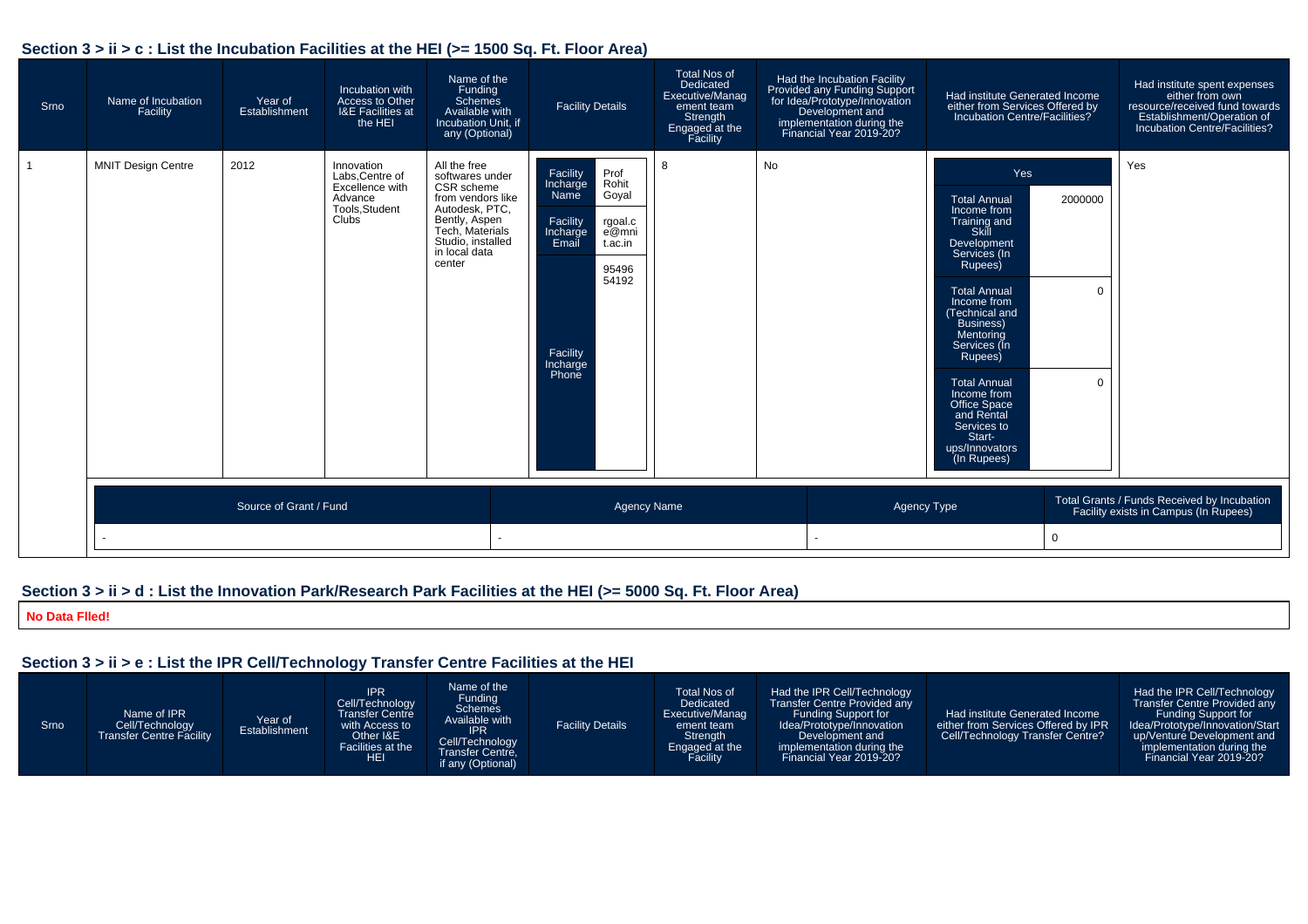## Section 3 > ii > c : List the Incubation Facilities at the HEI (>= 1500 Sq. Ft. Floor Area)

| Srno | Name of Incubation Facility | Year of Establishment | Incubation with Access to Other I&E Facilities at the HEI | Name of the Funding Schemes Available with Incubation Unit, if any (Optional) | Facility Details | Total Nos of Dedicated Executive/Management team Strength Engaged at the Facility | Had the Incubation Facility Provided any Funding Support for Idea/Prototype/Innovation Development and implementation during the Financial Year 2019-20? | Had institute Generated Income either from Services Offered by Incubation Centre/Facilities? | Had institute spent expenses either from own resource/received fund towards Establishment/Operation of Incubation Centre/Facilities? |
|---|---|---|---|---|---|---|---|---|---|
| 1 | MNIT Design Centre | 2012 | Innovation Labs,Centre of Excellence with Advance Tools,Student Clubs | All the free softwares under CSR scheme from vendors like Autodesk, PTC, Bently, Aspen Tech, Materials Studio, installed in local data center | Facility Incharge Name: Prof Rohit Goyal<br>Facility Incharge Email: rgoal.ce@mnit.ac.in<br>Facility Incharge Phone: 9549654192 | 8 | No | Yes<br>Total Annual Income from Training and Skill Development Services (In Rupees): 2000000<br>Total Annual Income from (Technical and Business) Mentoring Services (In Rupees): 0<br>Total Annual Income from Office Space and Rental Services to Start-ups/Innovators (In Rupees): 0 | Yes |

| Source of Grant / Fund | Agency Name | Agency Type | Total Grants / Funds Received by Incubation Facility exists in Campus (In Rupees) |
|---|---|---|---|
| - | - | - | 0 |

## Section 3 > ii > d : List the Innovation Park/Research Park Facilities at the HEI (>= 5000 Sq. Ft. Floor Area)

**No Data FIled!**

## Section 3 > ii > e : List the IPR Cell/Technology Transfer Centre Facilities at the HEI

| Srno | Name of IPR Cell/Technology Transfer Centre Facility | Year of Establishment | IPR Cell/Technology Transfer Centre with Access to Other I&E Facilities at the HEI | Name of the Funding Schemes Available with IPR Cell/Technology Transfer Centre, if any (Optional) | Facility Details | Total Nos of Dedicated Executive/Management team Strength Engaged at the Facility | Had the IPR Cell/Technology Transfer Centre Provided any Funding Support for Idea/Prototype/Innovation Development and implementation during the Financial Year 2019-20? | Had institute Generated Income either from Services Offered by IPR Cell/Technology Transfer Centre? | Had the IPR Cell/Technology Transfer Centre Provided any Funding Support for Idea/Prototype/Innovation/Start up/Venture Development and implementation during the Financial Year 2019-20? |
|---|---|---|---|---|---|---|---|---|---|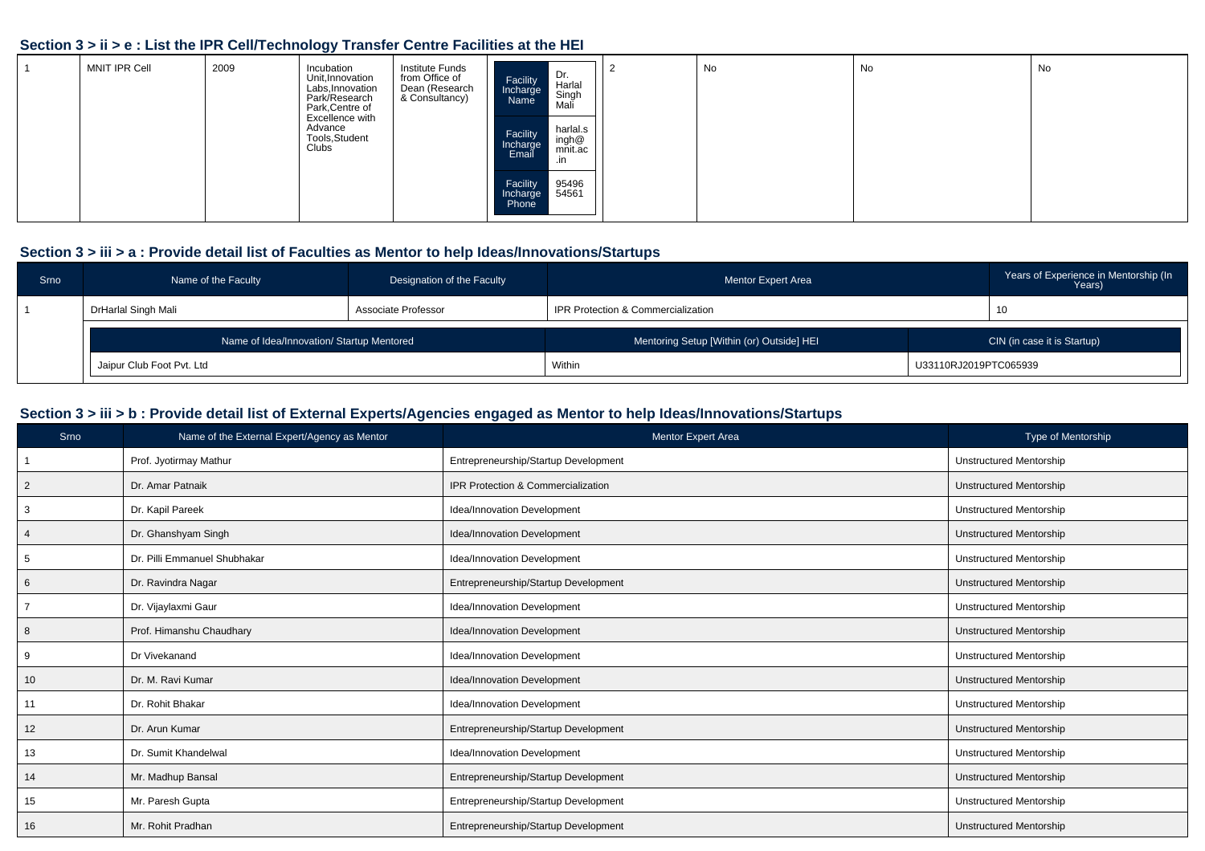## Section 3 > ii > e : List the IPR Cell/Technology Transfer Centre Facilities at the HEI

| | | | | | | | | | |
|---|---|---|---|---|---|---|---|---|---|
| 1 | MNIT IPR Cell | 2009 | Incubation Unit,Innovation Labs,Innovation Park/Research Park,Centre of Excellence with Advance Tools,Student Clubs | Institute Funds from Office of Dean (Research & Consultancy) | Facility Incharge Name: Dr. Harlal Singh Mali<br>Facility Incharge Email: harlal.singh@mnit.ac.in<br>Facility Incharge Phone: 9549654561 | 2 | No | No | No |

## Section 3 > iii > a : Provide detail list of Faculties as Mentor to help Ideas/Innovations/Startups

| Srno | Name of the Faculty | Designation of the Faculty | Mentor Expert Area | Years of Experience in Mentorship (In Years) |
|---|---|---|---|---|
| 1 | DrHarlal Singh Mali | Associate Professor | IPR Protection & Commercialization | 10 |

| Name of Idea/Innovation/ Startup Mentored | Mentoring Setup [Within (or) Outside] HEI | CIN (in case it is Startup) |
|---|---|---|
| Jaipur Club Foot Pvt. Ltd | Within | U33110RJ2019PTC065939 |

## Section 3 > iii > b : Provide detail list of External Experts/Agencies engaged as Mentor to help Ideas/Innovations/Startups

| Srno | Name of the External Expert/Agency as Mentor | Mentor Expert Area | Type of Mentorship |
|---|---|---|---|
| 1 | Prof. Jyotirmay Mathur | Entrepreneurship/Startup Development | Unstructured Mentorship |
| 2 | Dr. Amar Patnaik | IPR Protection & Commercialization | Unstructured Mentorship |
| 3 | Dr. Kapil Pareek | Idea/Innovation Development | Unstructured Mentorship |
| 4 | Dr. Ghanshyam Singh | Idea/Innovation Development | Unstructured Mentorship |
| 5 | Dr. Pilli Emmanuel Shubhakar | Idea/Innovation Development | Unstructured Mentorship |
| 6 | Dr. Ravindra Nagar | Entrepreneurship/Startup Development | Unstructured Mentorship |
| 7 | Dr. Vijaylaxmi Gaur | Idea/Innovation Development | Unstructured Mentorship |
| 8 | Prof. Himanshu Chaudhary | Idea/Innovation Development | Unstructured Mentorship |
| 9 | Dr Vivekanand | Idea/Innovation Development | Unstructured Mentorship |
| 10 | Dr. M. Ravi Kumar | Idea/Innovation Development | Unstructured Mentorship |
| 11 | Dr. Rohit Bhakar | Idea/Innovation Development | Unstructured Mentorship |
| 12 | Dr. Arun Kumar | Entrepreneurship/Startup Development | Unstructured Mentorship |
| 13 | Dr. Sumit Khandelwal | Idea/Innovation Development | Unstructured Mentorship |
| 14 | Mr. Madhup Bansal | Entrepreneurship/Startup Development | Unstructured Mentorship |
| 15 | Mr. Paresh Gupta | Entrepreneurship/Startup Development | Unstructured Mentorship |
| 16 | Mr. Rohit Pradhan | Entrepreneurship/Startup Development | Unstructured Mentorship |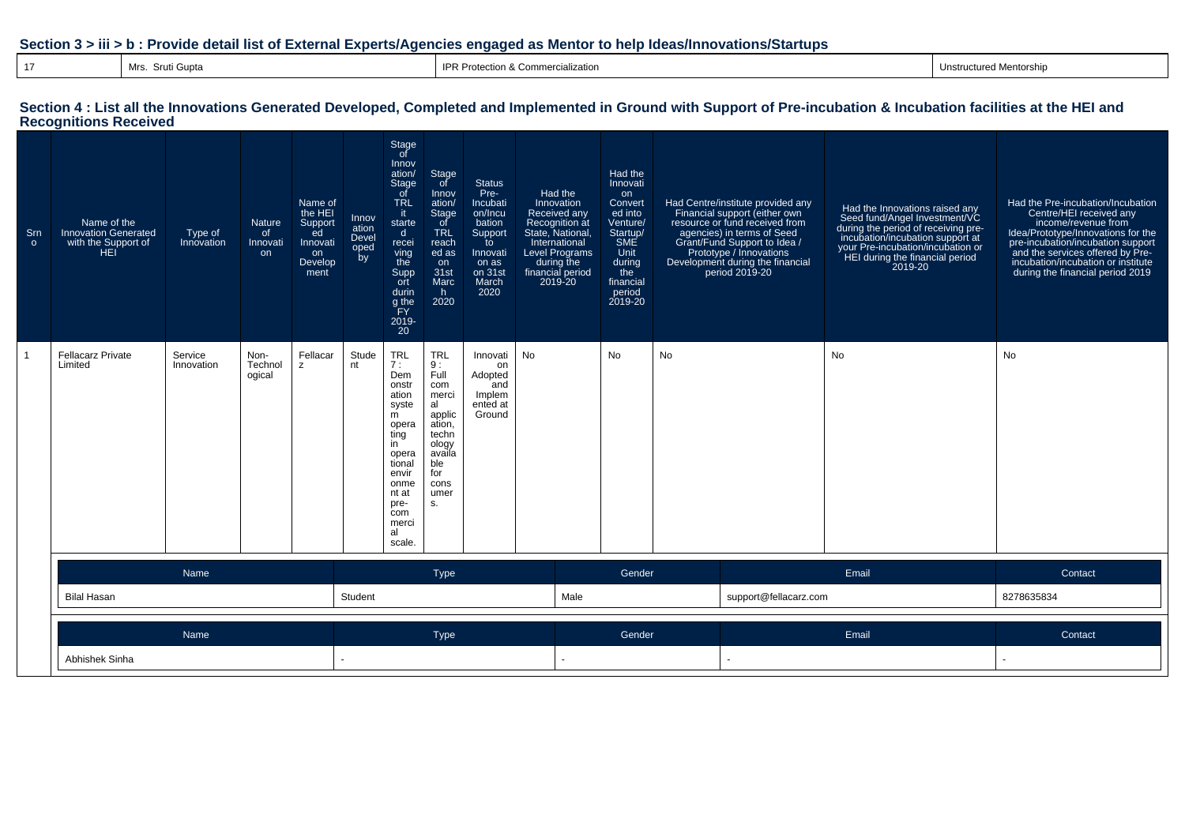## Section 3 > iii > b : Provide detail list of External Experts/Agencies engaged as Mentor to help Ideas/Innovations/Startups

| | | | |
|---|---|---|---|
| 17 | Mrs. Sruti Gupta | IPR Protection & Commercialization | Unstructured Mentorship |

## Section 4 : List all the Innovations Generated Developed, Completed and Implemented in Ground with Support of Pre-incubation & Incubation facilities at the HEI and Recognitions Received

| Srno | Name of the Innovation Generated with the Support of HEI | Type of Innovation | Nature of Innovation | Name of the HEI Supported Innovation Development | Innovation Developed by | Stage of Innovation/ Stage of TRL it started receiving the Support during the FY 2019-20 | Stage of Innovation/ Stage of TRL reached as on 31st March 2020 | Status Pre-Incubation/Incubation Support to Innovation as on 31st March 2020 | Had the Innovation Received any Recognition at State, National, International Level Programs during the financial period 2019-20 | Had the Innovation Converted into Venture/ Startup/ SME Unit during the financial period 2019-20 | Had Centre/institute provided any Financial support (either own resource or fund received from agencies) in terms of Seed Grant/Fund Support to Idea / Prototype / Innovations Development during the financial period 2019-20 | Had the Innovations raised any Seed fund/Angel Investment/VC during the period of receiving pre-incubation/incubation support at your Pre-incubation/incubation or HEI during the financial period 2019-20 | Had the Pre-incubation/Incubation Centre/HEI received any income/revenue from Idea/Prototype/Innovations for the pre-incubation/incubation support and the services offered by Pre-incubation/incubation or institute during the financial period 2019 |
|---|---|---|---|---|---|---|---|---|---|---|---|---|---|
| 1 | Fellacarz Private Limited | Service Innovation | Non-Technological | Fellacarz | Student | TRL 7 : Demonstration system operating in operational environment at pre-commercial scale. | TRL 9 : Full commercial application, technology available for consumers. | Innovation Adopted and Implemented at Ground | No | No | No | No | No |

| Name | Type | Gender | Email | Contact |
|---|---|---|---|---|
| Bilal Hasan | Student | Male | support@fellacarz.com | 8278635834 |

| Name | Type | Gender | Email | Contact |
|---|---|---|---|---|
| Abhishek Sinha | - | - | - | - |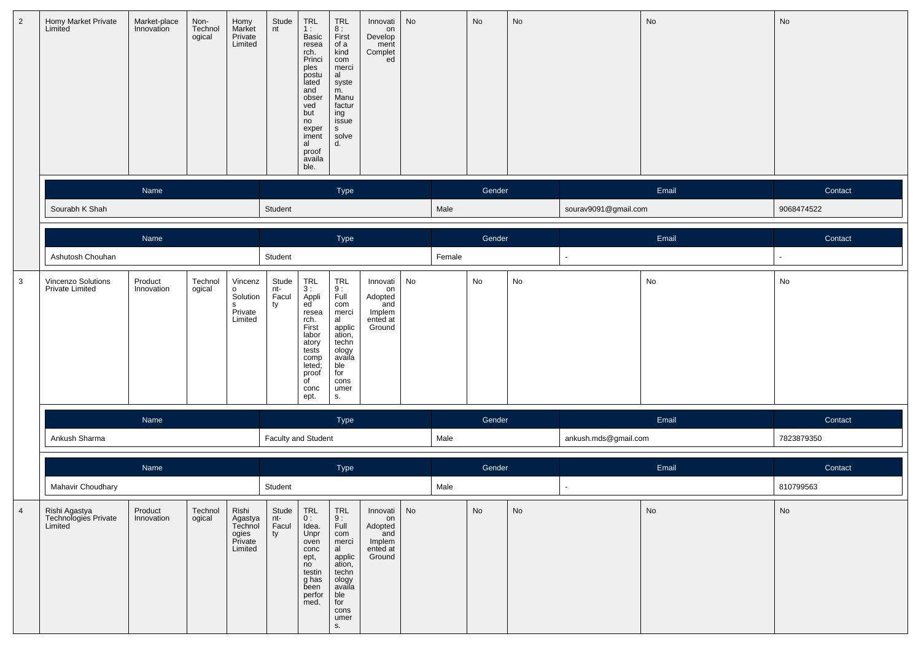| 2 | Homy Market Private Limited | Market-place Innovation | Non-Technological | Homy Market Private Limited | Student | TRL 1 : Basic research. Principles postulated and observed but no experimental proof available. | TRL 8 : First of a kind commercial system. Manufacturing issues solved. | Innovation Development Completed | No | No | No | No | No |
|---|---|---|---|---|---|---|---|---|---|---|---|---|---|

| Name | Type | Gender | Email | Contact |
|---|---|---|---|---|
| Sourabh K Shah | Student | Male | sourav9091@gmail.com | 9068474522 |

| Name | Type | Gender | Email | Contact |
|---|---|---|---|---|
| Ashutosh Chouhan | Student | Female | - | - |

| 3 | Vincenzo Solutions Private Limited | Product Innovation | Technological | Vincenzo Solutions Private Limited | Student-Faculty | TRL 3 : Applied research. First laboratory tests completed; proof of concept. | TRL 9 : Full commercial application, technology available for consumers. | Innovation Adopted and Implemented at Ground | No | No | No | No | No |
|---|---|---|---|---|---|---|---|---|---|---|---|---|---|

| Name | Type | Gender | Email | Contact |
|---|---|---|---|---|
| Ankush Sharma | Faculty and Student | Male | ankush.mds@gmail.com | 7823879350 |

| Name | Type | Gender | Email | Contact |
|---|---|---|---|---|
| Mahavir Choudhary | Student | Male | - | 810799563 |

| 4 | Rishi Agastya Technologies Private Limited | Product Innovation | Technological | Rishi Agastya Technologies Private Limited | Student-Faculty | TRL 0 : Idea. Unproven concept, no testing has been performed. | TRL 9 : Full commercial application, technology available for consumers. | Innovation Adopted and Implemented at Ground | No | No | No | No | No |
|---|---|---|---|---|---|---|---|---|---|---|---|---|---|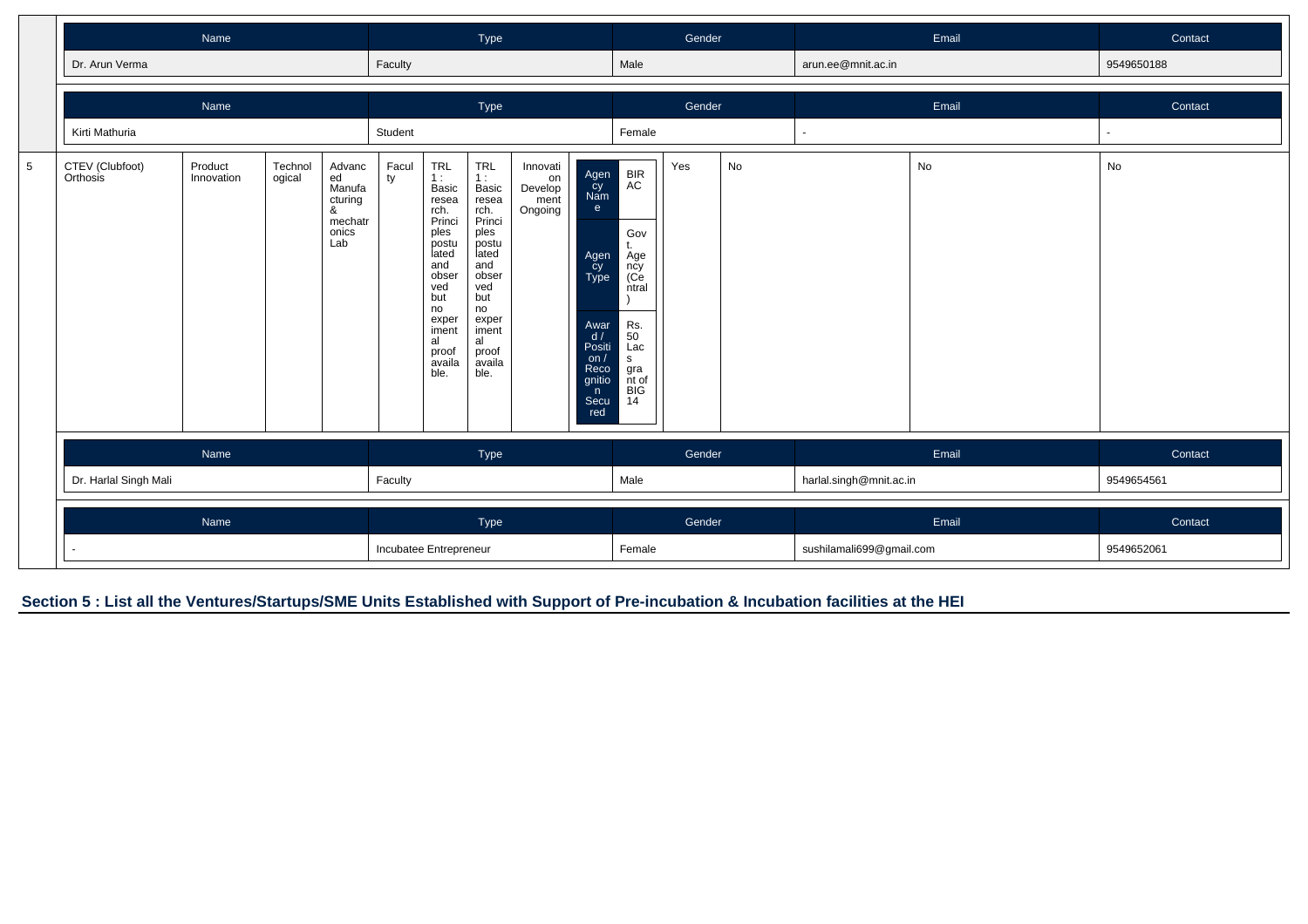| Name | Type | Gender | Email | Contact |
|---|---|---|---|---|
| Dr. Arun Verma | Faculty | Male | arun.ee@mnit.ac.in | 9549650188 |

| Name | Type | Gender | Email | Contact |
|---|---|---|---|---|
| Kirti Mathuria | Student | Female | - | - |

| 5 | CTEV (Clubfoot) Orthosis | Product Innovation | Technological | Advanced Manufacturing & mechatronics Lab | Faculty | TRL 1 : Basic research. Principles postulated and observed but no experimental proof available. | TRL 1 : Basic research. Principles postulated and observed but no experimental proof available. | Innovation Development Ongoing | Agency Name: BIRAC; Agency Type: Govt. Agency (Central); Award / Position / Recognition Secured: Rs. 50 Lacs grant of BIG 14 | Yes | No | No | No |
|---|---|---|---|---|---|---|---|---|---|---|---|---|---|

| Name | Type | Gender | Email | Contact |
|---|---|---|---|---|
| Dr. Harlal Singh Mali | Faculty | Male | harlal.singh@mnit.ac.in | 9549654561 |

| Name | Type | Gender | Email | Contact |
|---|---|---|---|---|
| - | Incubatee Entrepreneur | Female | sushilamali699@gmail.com | 9549652061 |

## Section 5 : List all the Ventures/Startups/SME Units Established with Support of Pre-incubation & Incubation facilities at the HEI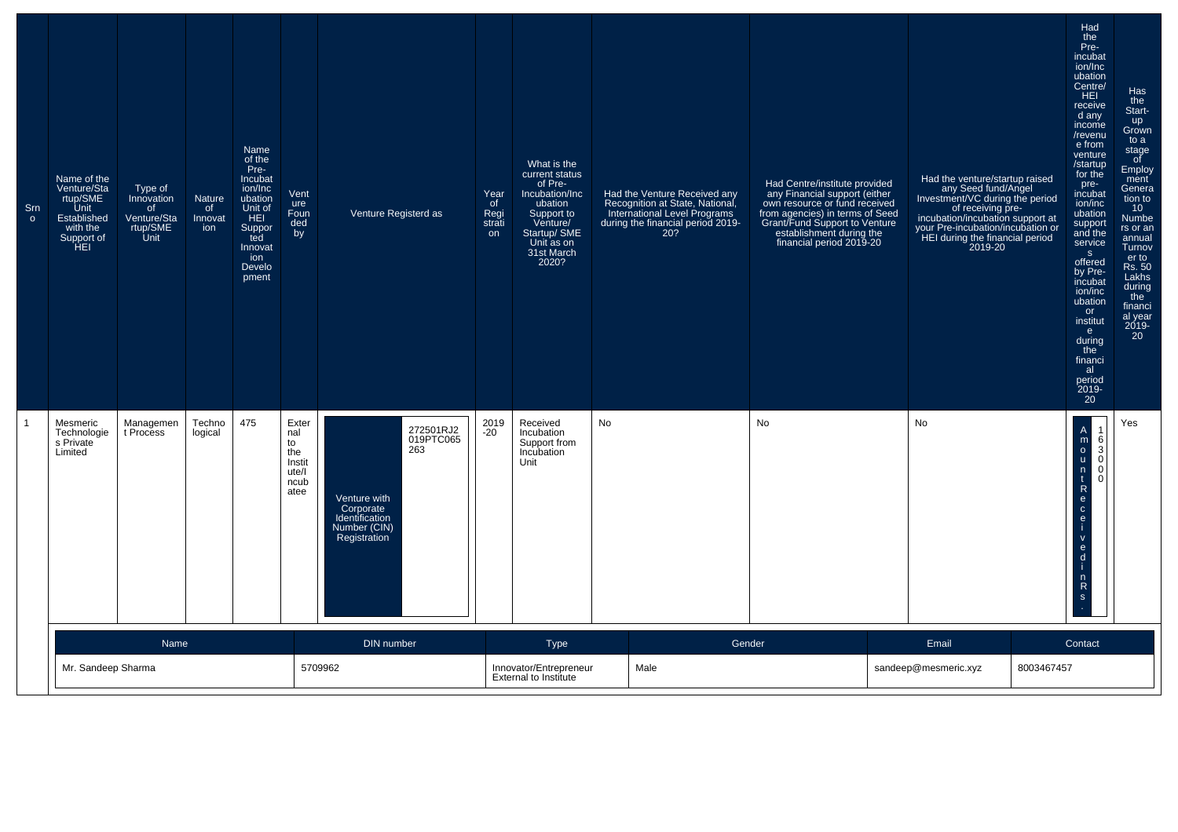| Srno | Name of the Venture/Startup/SME Unit Established with the Support of HEI | Type of Innovation of Venture/Startup/SME Unit | Nature of Innovation | Name of the Pre-Incubation/Incubation Unit of HEI Supported Innovation Development | Venture Founded by | Venture Registerd as | | Year of Registration | What is the current status of Pre-Incubation/Incubation Support to Venture/ Startup/ SME Unit as on 31st March 2020? | Had the Venture Received any Recognition at State, National, International Level Programs during the financial period 2019-20? | Had Centre/institute provided any Financial support (either own resource or fund received from agencies) in terms of Seed Grant/Fund Support to Venture establishment during the financial period 2019-20 | Had the venture/startup raised any Seed fund/Angel Investment/VC during the period of receiving pre-incubation/incubation support at your Pre-incubation/incubation or HEI during the financial period 2019-20 | Had the Pre-incubation/Incubation Centre/ HEI received any income /revenue from venture /startup for the pre-incubation/incubation support and the services offered by Pre-incubation/incubation or institute during the financial period 2019-20 | | Has the Start-up Grown to a stage of Employment Generation to 10 Numbers or an annual Turnover to Rs. 50 Lakhs during the financial year 2019-20 |
|---|---|---|---|---|---|---|---|---|---|---|---|---|---|---|---|
| 1 | Mesmeric Technologies Private Limited | Management Process | Technological | 475 | External to the Institute/Incubatee | Venture with Corporate Identification Number (CIN) Registration | 272501RJ2019PTC065263 | 2019-20 | Received Incubation Support from Incubation Unit | No | No | No | Amount Received in Rs. | 163000 | Yes |

| Name | DIN number | Type | Gender | Email | Contact |
|---|---|---|---|---|---|
| Mr. Sandeep Sharma | 5709962 | Innovator/Entrepreneur External to Institute | Male | sandeep@mesmeric.xyz | 8003467457 |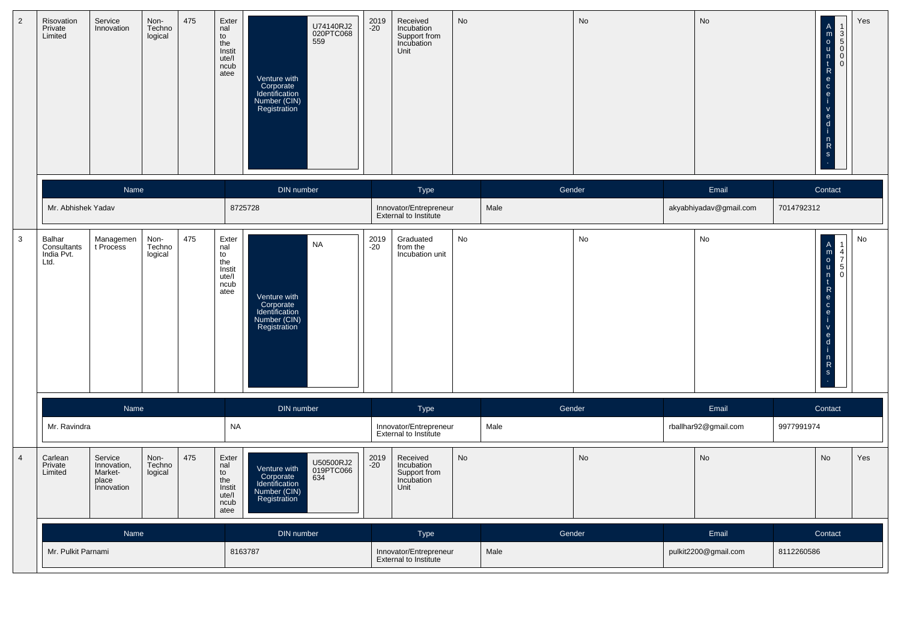| 2 | Risovation Private Limited | Service Innovation | Non-Technological | 475 | External to the Institute/Incubatee | Venture with Corporate Identification Number (CIN) Registration | U74140RJ2020PTC068559 | 2019-20 | Received Incubation Support from Incubation Unit | No | No | No | Amount Received in Rs. | 135000 | Yes |
|---|---|---|---|---|---|---|---|---|---|---|---|---|---|---|---|

| Name | DIN number | Type | Gender | Email | Contact |
|---|---|---|---|---|---|
| Mr. Abhishek Yadav | 8725728 | Innovator/Entrepreneur External to Institute | Male | akyabhiyadav@gmail.com | 7014792312 |

| 3 | Balhar Consultants India Pvt. Ltd. | Management Process | Non-Technological | 475 | External to the Institute/Incubatee | Venture with Corporate Identification Number (CIN) Registration | NA | 2019-20 | Graduated from the Incubation unit | No | No | No | Amount Received in Rs. | 14750 | No |
|---|---|---|---|---|---|---|---|---|---|---|---|---|---|---|---|

| Name | DIN number | Type | Gender | Email | Contact |
|---|---|---|---|---|---|
| Mr. Ravindra | NA | Innovator/Entrepreneur External to Institute | Male | rballhar92@gmail.com | 9977991974 |

| 4 | Carlean Private Limited | Service Innovation, Market-place Innovation | Non-Technological | 475 | External to the Institute/Incubatee | Venture with Corporate Identification Number (CIN) Registration | U50500RJ2019PTC066634 | 2019-20 | Received Incubation Support from Incubation Unit | No | No | No | No | Yes |
|---|---|---|---|---|---|---|---|---|---|---|---|---|---|---|

| Name | DIN number | Type | Gender | Email | Contact |
|---|---|---|---|---|---|
| Mr. Pulkit Parnami | 8163787 | Innovator/Entrepreneur External to Institute | Male | pulkit2200@gmail.com | 8112260586 |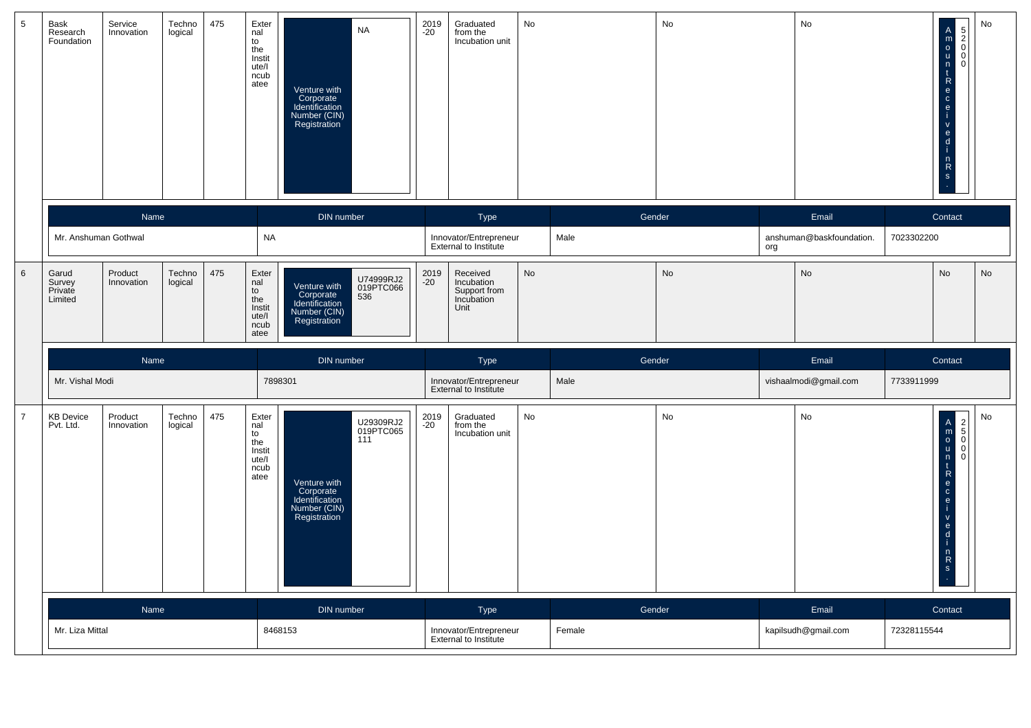| 5 | Bask Research Foundation | Service Innovation | Technological | 475 | External to the Institute/Incubatee | Venture with Corporate Identification Number (CIN) Registration | NA | 2019-20 | Graduated from the Incubation unit | No | No | No | Amount Received in Rs. | 52000 | No |
|---|---|---|---|---|---|---|---|---|---|---|---|---|---|---|---|

| Name | DIN number | Type | Gender | Email | Contact |
|---|---|---|---|---|---|
| Mr. Anshuman Gothwal | NA | Innovator/Entrepreneur External to Institute | Male | anshuman@baskfoundation.org | 7023302200 |

| 6 | Garud Survey Private Limited | Product Innovation | Technological | 475 | External to the Institute/Incubatee | Venture with Corporate Identification Number (CIN) Registration | U74999RJ2019PTC066536 | 2019-20 | Received Incubation Support from Incubation Unit | No | No | No | No | No |
|---|---|---|---|---|---|---|---|---|---|---|---|---|---|---|

| Name | DIN number | Type | Gender | Email | Contact |
|---|---|---|---|---|---|
| Mr. Vishal Modi | 7898301 | Innovator/Entrepreneur External to Institute | Male | vishaalmodi@gmail.com | 7733911999 |

| 7 | KB Device Pvt. Ltd. | Product Innovation | Technological | 475 | External to the Institute/Incubatee | Venture with Corporate Identification Number (CIN) Registration | U29309RJ2019PTC065111 | 2019-20 | Graduated from the Incubation unit | No | No | No | Amount Received in Rs. | 25000 | No |
|---|---|---|---|---|---|---|---|---|---|---|---|---|---|---|---|

| Name | DIN number | Type | Gender | Email | Contact |
|---|---|---|---|---|---|
| Mr. Liza Mittal | 8468153 | Innovator/Entrepreneur External to Institute | Female | kapilsudh@gmail.com | 72328115544 |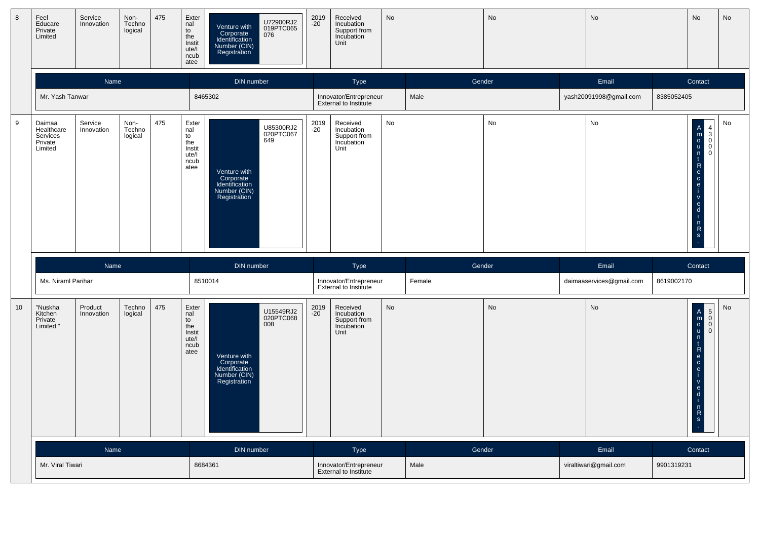| 8 | Feel Educare Private Limited | Service Innovation | Non-Technological | 475 | External to the Institute/Incubatee | Venture with Corporate Identification Number (CIN) Registration | U72900RJ2019PTC065076 | 2019-20 | Received Incubation Support from Incubation Unit | No | No | No | No | No |
|---|---|---|---|---|---|---|---|---|---|---|---|---|---|---|

| Name | DIN number | Type | Gender | Email | Contact |
|---|---|---|---|---|---|
| Mr. Yash Tanwar | 8465302 | Innovator/Entrepreneur External to Institute | Male | yash20091998@gmail.com | 8385052405 |

| 9 | Daimaa Healthcare Services Private Limited | Service Innovation | Non-Technological | 475 | External to the Institute/Incubatee | Venture with Corporate Identification Number (CIN) Registration | U85300RJ2020PTC067649 | 2019-20 | Received Incubation Support from Incubation Unit | No | No | No | Amount Received in Rs. 43000 | No |
|---|---|---|---|---|---|---|---|---|---|---|---|---|---|---|

| Name | DIN number | Type | Gender | Email | Contact |
|---|---|---|---|---|---|
| Ms. Niraml Parihar | 8510014 | Innovator/Entrepreneur External to Institute | Female | daimaaservices@gmail.com | 8619002170 |

| 10 | "Nuskha Kitchen Private Limited " | Product Innovation | Technological | 475 | External to the Institute/Incubatee | Venture with Corporate Identification Number (CIN) Registration | U15549RJ2020PTC068008 | 2019-20 | Received Incubation Support from Incubation Unit | No | No | No | Amount Received in Rs. 5000 | No |
|---|---|---|---|---|---|---|---|---|---|---|---|---|---|---|

| Name | DIN number | Type | Gender | Email | Contact |
|---|---|---|---|---|---|
| Mr. Viral Tiwari | 8684361 | Innovator/Entrepreneur External to Institute | Male | viraltiwari@gmail.com | 9901319231 |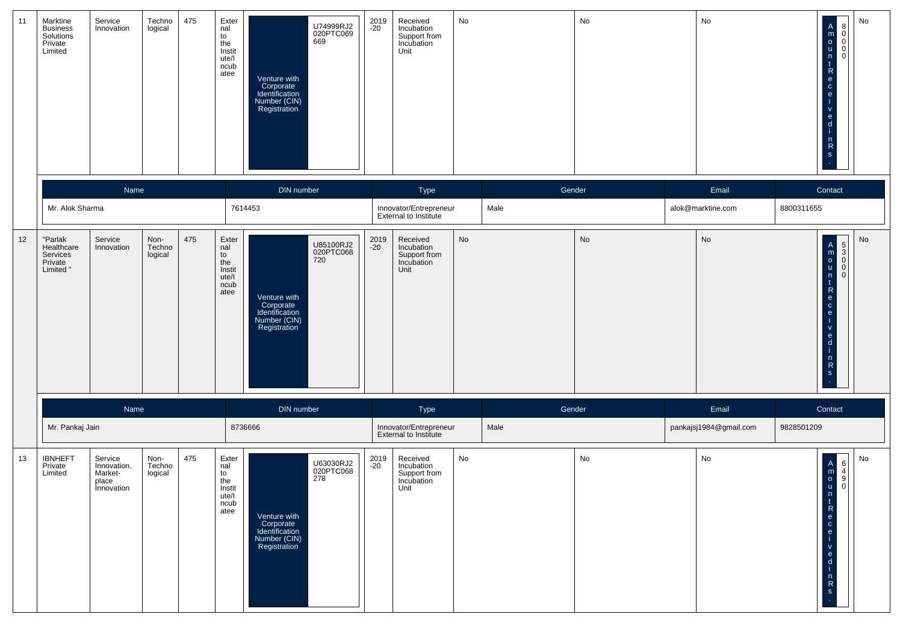| 11 | Marktine Business Solutions Private Limited | Service Innovation | Technological | 475 | External to the Institute/Incubatee | Venture with Corporate Identification Number (CIN) Registration | U74999RJ2020PTC069669 | 2019-20 | Received Incubation Support from Incubation Unit | No | No | No | Amount Received in Rs. | 80000 | No |
|---|---|---|---|---|---|---|---|---|---|---|---|---|---|---|---|

| Name | DIN number | Type | Gender | Email | Contact |
|---|---|---|---|---|---|
| Mr. Alok Sharma | 7614453 | Innovator/Entrepreneur External to Institute | Male | alok@marktine.com | 8800311655 |

| 12 | "Parlak Healthcare Services Private Limited " | Service Innovation | Non-Technological | 475 | External to the Institute/Incubatee | Venture with Corporate Identification Number (CIN) Registration | U85100RJ2020PTC068720 | 2019-20 | Received Incubation Support from Incubation Unit | No | No | No | Amount Received in Rs. | 53000 | No |
|---|---|---|---|---|---|---|---|---|---|---|---|---|---|---|---|

| Name | DIN number | Type | Gender | Email | Contact |
|---|---|---|---|---|---|
| Mr. Pankaj Jain | 8736666 | Innovator/Entrepreneur External to Institute | Male | pankajsj1984@gmail.com | 9828501209 |

| 13 | IBNHEFT Private Limited | Service Innovation, Market-place Innovation | Non-Technological | 475 | External to the Institute/Incubatee | Venture with Corporate Identification Number (CIN) Registration | U63030RJ2020PTC068278 | 2019-20 | Received Incubation Support from Incubation Unit | No | No | No | Amount Received in Rs. | 6490 | No |
|---|---|---|---|---|---|---|---|---|---|---|---|---|---|---|---|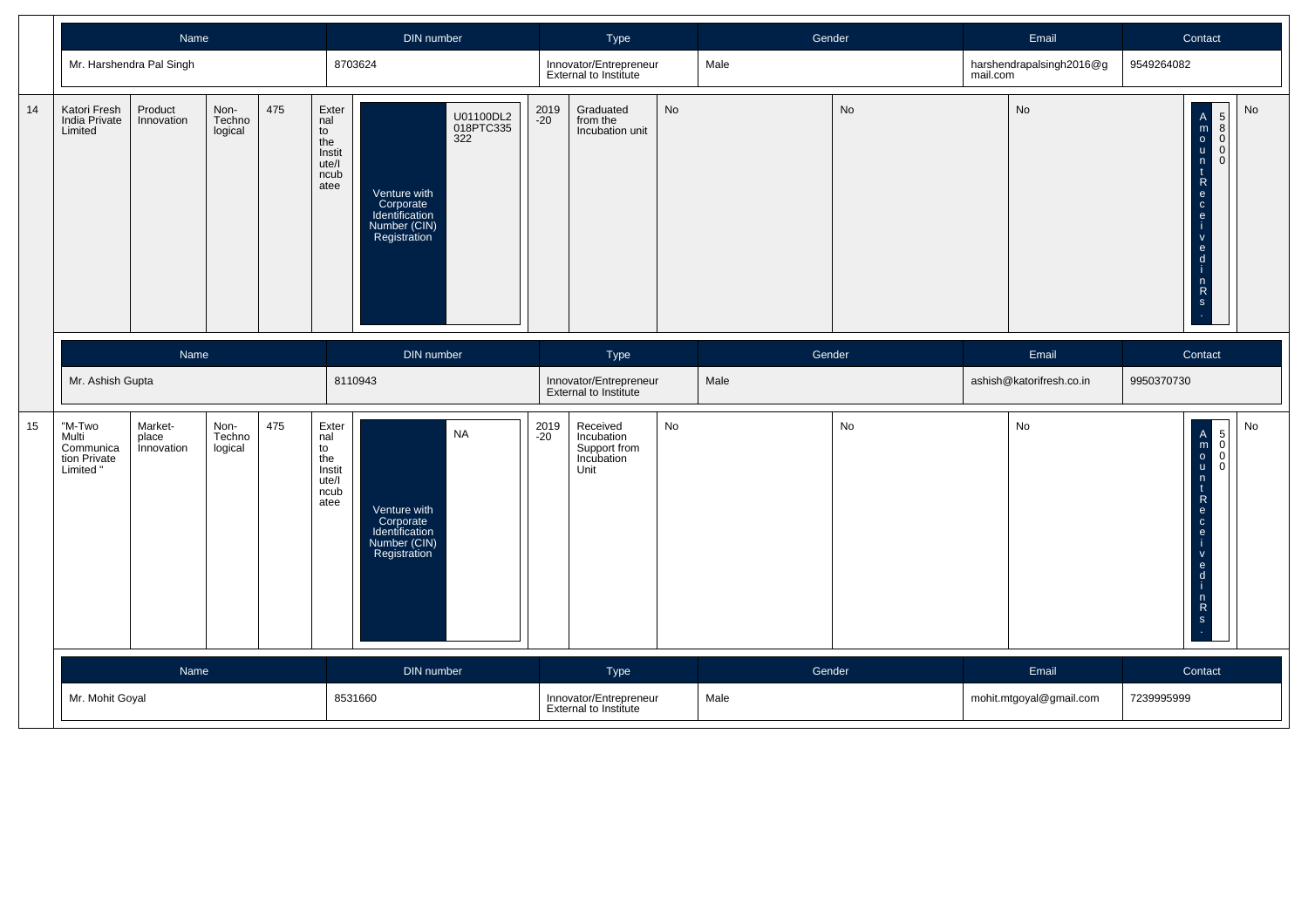| Name | DIN number | Type | Gender | Email | Contact |
|---|---|---|---|---|---|
| Mr. Harshendra Pal Singh | 8703624 | Innovator/Entrepreneur External to Institute | Male | harshendrapalsingh2016@gmail.com | 9549264082 |

| 14 | Katori Fresh India Private Limited | Product Innovation | Non-Technological | 475 | External to the Institute/Incubatee | Venture with Corporate Identification Number (CIN) Registration | U01100DL2018PTC335322 | 2019-20 | Graduated from the Incubation unit | No | No | No | Amount Received in Rs. | 58000 | No |
|---|---|---|---|---|---|---|---|---|---|---|---|---|---|---|---|

| Name | DIN number | Type | Gender | Email | Contact |
|---|---|---|---|---|---|
| Mr. Ashish Gupta | 8110943 | Innovator/Entrepreneur External to Institute | Male | ashish@katorifresh.co.in | 9950370730 |

| 15 | "M-Two Multi Communication Private Limited " | Market-place Innovation | Non-Technological | 475 | External to the Institute/Incubatee | Venture with Corporate Identification Number (CIN) Registration | NA | 2019-20 | Received Incubation Support from Incubation Unit | No | No | No | Amount Received in Rs. | 5000 | No |
|---|---|---|---|---|---|---|---|---|---|---|---|---|---|---|---|

| Name | DIN number | Type | Gender | Email | Contact |
|---|---|---|---|---|---|
| Mr. Mohit Goyal | 8531660 | Innovator/Entrepreneur External to Institute | Male | mohit.mtgoyal@gmail.com | 7239995999 |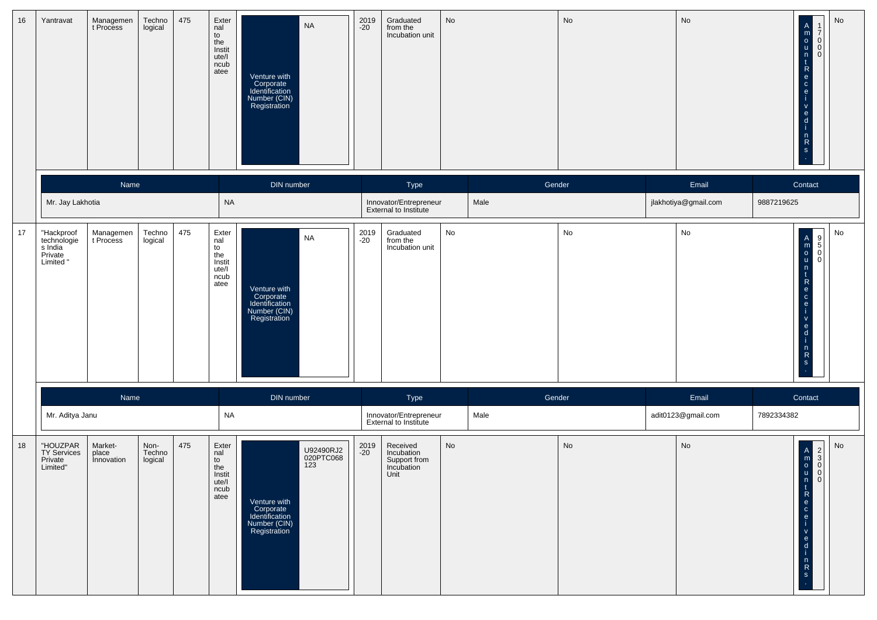| 16 | Yantravat | Management Process | Technological | 475 | External to the Institute/Incubatee | Venture with Corporate Identification Number (CIN) Registration | NA | 2019-20 | Graduated from the Incubation unit | No | No | No | Amount Received in Rs. | 17000 | No |
|---|---|---|---|---|---|---|---|---|---|---|---|---|---|---|---|

| Name | DIN number | Type | Gender | Email | Contact |
|---|---|---|---|---|---|
| Mr. Jay Lakhotia | NA | Innovator/Entrepreneur External to Institute | Male | jlakhotiya@gmail.com | 9887219625 |

| 17 | "Hackproof technologies India Private Limited " | Management Process | Technological | 475 | External to the Institute/Incubatee | Venture with Corporate Identification Number (CIN) Registration | NA | 2019-20 | Graduated from the Incubation unit | No | No | No | Amount Received in Rs. | 9500 | No |
|---|---|---|---|---|---|---|---|---|---|---|---|---|---|---|---|

| Name | DIN number | Type | Gender | Email | Contact |
|---|---|---|---|---|---|
| Mr. Aditya Janu | NA | Innovator/Entrepreneur External to Institute | Male | adit0123@gmail.com | 7892334382 |

| 18 | "HOUZPARTY Services Private Limited" | Market-place Innovation | Non-Technological | 475 | External to the Institute/Incubatee | Venture with Corporate Identification Number (CIN) Registration | U92490RJ2020PTC068123 | 2019-20 | Received Incubation Support from Incubation Unit | No | No | No | Amount Received in Rs. | 23000 | No |
|---|---|---|---|---|---|---|---|---|---|---|---|---|---|---|---|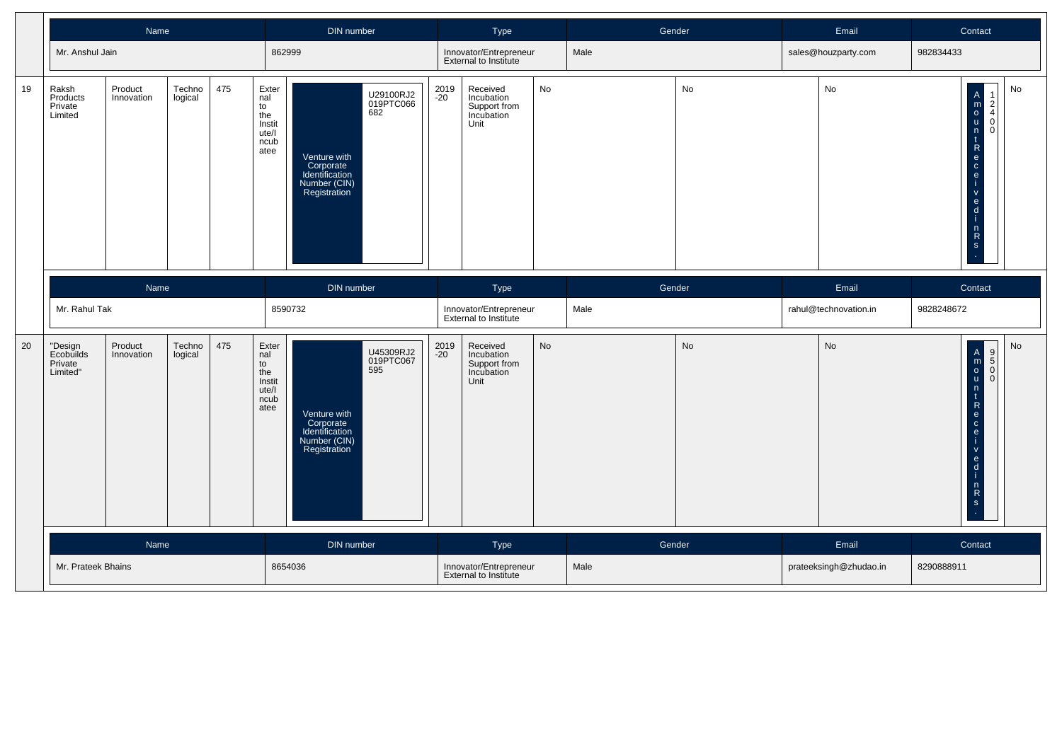| Name | DIN number | Type | Gender | Email | Contact |
|---|---|---|---|---|---|
| Mr. Anshul Jain | 862999 | Innovator/Entrepreneur External to Institute | Male | sales@houzparty.com | 982834433 |

| 19 | Raksh Products Private Limited | Product Innovation | Technological | 475 | External to the Institute/Incubatee | Venture with Corporate Identification Number (CIN) Registration | U29100RJ2019PTC066682 | 2019-20 | Received Incubation Support from Incubation Unit | No | No | No | Amount Received in Rs. | 12400 | No |
|---|---|---|---|---|---|---|---|---|---|---|---|---|---|---|---|

| Name | DIN number | Type | Gender | Email | Contact |
|---|---|---|---|---|---|
| Mr. Rahul Tak | 8590732 | Innovator/Entrepreneur External to Institute | Male | rahul@technovation.in | 9828248672 |

| 20 | "Design Ecobuilds Private Limited" | Product Innovation | Technological | 475 | External to the Institute/Incubatee | Venture with Corporate Identification Number (CIN) Registration | U45309RJ2019PTC067595 | 2019-20 | Received Incubation Support from Incubation Unit | No | No | No | Amount Received in Rs. | 9500 | No |
|---|---|---|---|---|---|---|---|---|---|---|---|---|---|---|---|

| Name | DIN number | Type | Gender | Email | Contact |
|---|---|---|---|---|---|
| Mr. Prateek Bhains | 8654036 | Innovator/Entrepreneur External to Institute | Male | prateeksingh@zhudao.in | 8290888911 |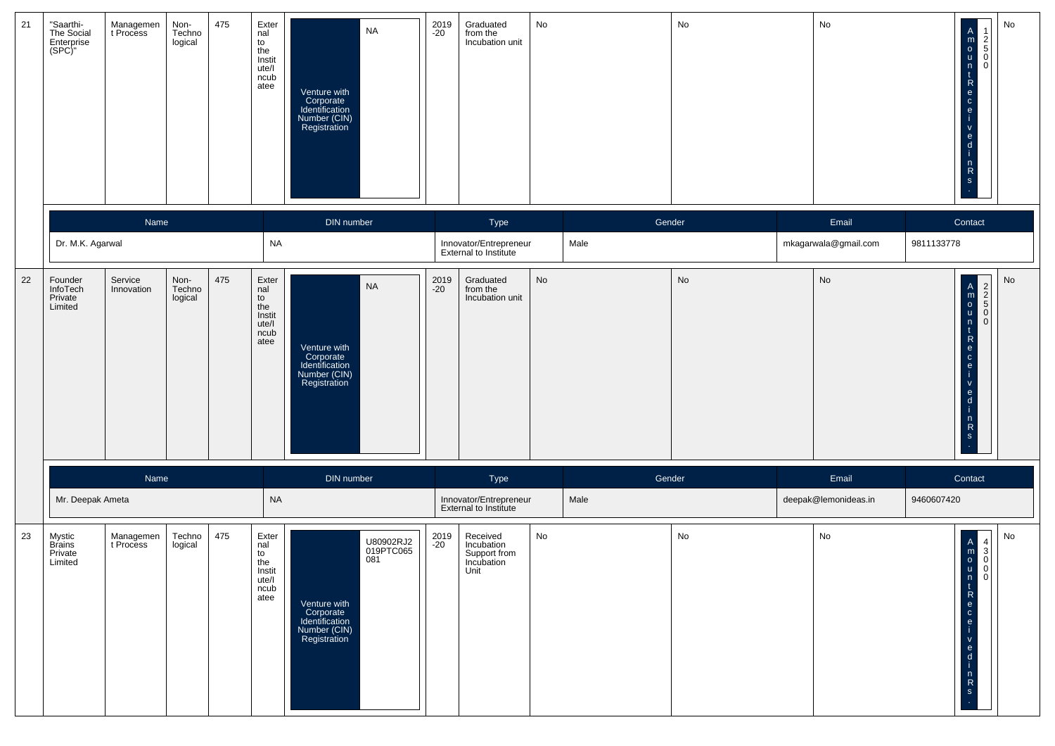| 21 | "Saarthi-The Social Enterprise (SPC)" | Management Process | Non-Technological | 475 | External to the Institute/Incubatee | Venture with Corporate Identification Number (CIN) Registration | NA | 2019-20 | Graduated from the Incubation unit | No | No | No | Amount Received in Rs. | 12500 | No |
|---|---|---|---|---|---|---|---|---|---|---|---|---|---|---|---|

| Name | DIN number | Type | Gender | Email | Contact |
|---|---|---|---|---|---|
| Dr. M.K. Agarwal | NA | Innovator/Entrepreneur External to Institute | Male | mkagarwala@gmail.com | 9811133778 |

| 22 | Founder InfoTech Private Limited | Service Innovation | Non-Technological | 475 | External to the Institute/Incubatee | Venture with Corporate Identification Number (CIN) Registration | NA | 2019-20 | Graduated from the Incubation unit | No | No | No | Amount Received in Rs. | 22500 | No |
|---|---|---|---|---|---|---|---|---|---|---|---|---|---|---|---|

| Name | DIN number | Type | Gender | Email | Contact |
|---|---|---|---|---|---|
| Mr. Deepak Ameta | NA | Innovator/Entrepreneur External to Institute | Male | deepak@lemonideas.in | 9460607420 |

| 23 | Mystic Brains Private Limited | Management Process | Technological | 475 | External to the Institute/Incubatee | Venture with Corporate Identification Number (CIN) Registration | U80902RJ2019PTC065081 | 2019-20 | Received Incubation Support from Incubation Unit | No | No | No | Amount Received in Rs. | 43000 | No |
|---|---|---|---|---|---|---|---|---|---|---|---|---|---|---|---|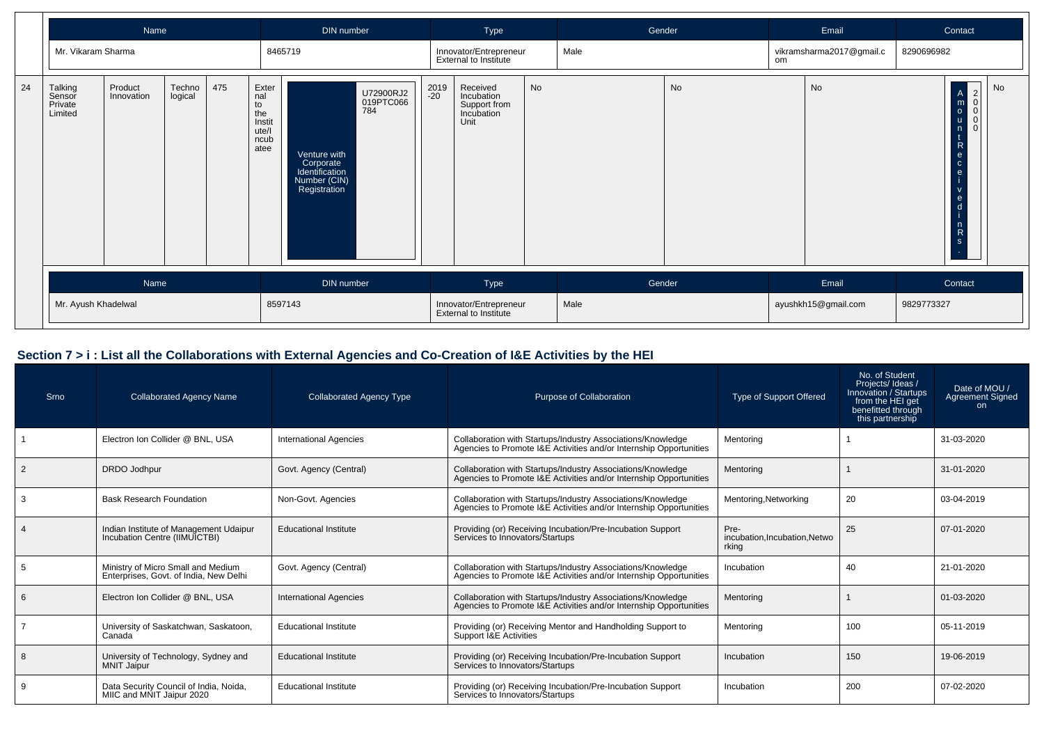| Name | DIN number | Type | Gender | Email | Contact |
|---|---|---|---|---|---|
| Mr. Vikaram Sharma | 8465719 | Innovator/Entrepreneur External to Institute | Male | vikramsharma2017@gmail.com | 8290696982 |

| 24 | Talking Sensor Private Limited | Product Innovation | Technological | 475 | External to the Institute/Incubatee | Venture with Corporate Identification Number (CIN) Registration | U72900RJ2019PTC066784 | 2019-20 | Received Incubation Support from Incubation Unit | No | No | No | Amount Received in Rs. | 20000 | No |
|---|---|---|---|---|---|---|---|---|---|---|---|---|---|---|---|

| Name | DIN number | Type | Gender | Email | Contact |
|---|---|---|---|---|---|
| Mr. Ayush Khadelwal | 8597143 | Innovator/Entrepreneur External to Institute | Male | ayushkh15@gmail.com | 9829773327 |

## Section 7 > i : List all the Collaborations with External Agencies and Co-Creation of I&E Activities by the HEI

| Srno | Collaborated Agency Name | Collaborated Agency Type | Purpose of Collaboration | Type of Support Offered | No. of Student Projects/ Ideas / Innovation / Startups from the HEI get benefitted through this partnership | Date of MOU / Agreement Signed on |
|---|---|---|---|---|---|---|
| 1 | Electron Ion Collider @ BNL, USA | International Agencies | Collaboration with Startups/Industry Associations/Knowledge Agencies to Promote I&E Activities and/or Internship Opportunities | Mentoring | 1 | 31-03-2020 |
| 2 | DRDO Jodhpur | Govt. Agency (Central) | Collaboration with Startups/Industry Associations/Knowledge Agencies to Promote I&E Activities and/or Internship Opportunities | Mentoring | 1 | 31-01-2020 |
| 3 | Bask Research Foundation | Non-Govt. Agencies | Collaboration with Startups/Industry Associations/Knowledge Agencies to Promote I&E Activities and/or Internship Opportunities | Mentoring,Networking | 20 | 03-04-2019 |
| 4 | Indian Institute of Management Udaipur Incubation Centre (IIMUICTBI) | Educational Institute | Providing (or) Receiving Incubation/Pre-Incubation Support Services to Innovators/Startups | Pre-incubation,Incubation,Networking | 25 | 07-01-2020 |
| 5 | Ministry of Micro Small and Medium Enterprises, Govt. of India, New Delhi | Govt. Agency (Central) | Collaboration with Startups/Industry Associations/Knowledge Agencies to Promote I&E Activities and/or Internship Opportunities | Incubation | 40 | 21-01-2020 |
| 6 | Electron Ion Collider @ BNL, USA | International Agencies | Collaboration with Startups/Industry Associations/Knowledge Agencies to Promote I&E Activities and/or Internship Opportunities | Mentoring | 1 | 01-03-2020 |
| 7 | University of Saskatchwan, Saskatoon, Canada | Educational Institute | Providing (or) Receiving Mentor and Handholding Support to Support I&E Activities | Mentoring | 100 | 05-11-2019 |
| 8 | University of Technology, Sydney and MNIT Jaipur | Educational Institute | Providing (or) Receiving Incubation/Pre-Incubation Support Services to Innovators/Startups | Incubation | 150 | 19-06-2019 |
| 9 | Data Security Council of India, Noida, MIIC and MNIT Jaipur 2020 | Educational Institute | Providing (or) Receiving Incubation/Pre-Incubation Support Services to Innovators/Startups | Incubation | 200 | 07-02-2020 |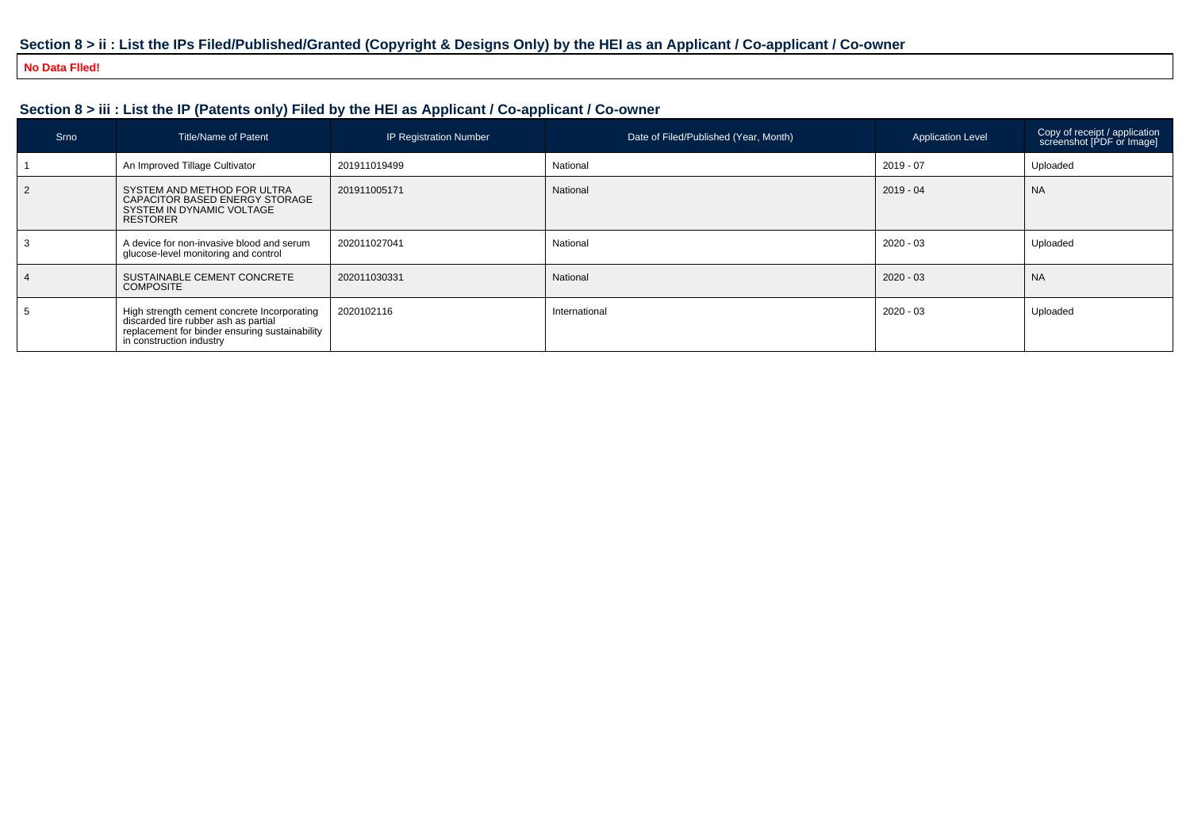## Section 8 > ii : List the IPs Filed/Published/Granted (Copyright & Designs Only) by the HEI as an Applicant / Co-applicant / Co-owner

**No Data FIled!**

## Section 8 > iii : List the IP (Patents only) Filed by the HEI as Applicant / Co-applicant / Co-owner

| Srno | Title/Name of Patent | IP Registration Number | Date of Filed/Published (Year, Month) | Application Level | Copy of receipt / application screenshot [PDF or Image] |
|---|---|---|---|---|---|
| 1 | An Improved Tillage Cultivator | 201911019499 | National | 2019 - 07 | Uploaded |
| 2 | SYSTEM AND METHOD FOR ULTRA CAPACITOR BASED ENERGY STORAGE SYSTEM IN DYNAMIC VOLTAGE RESTORER | 201911005171 | National | 2019 - 04 | NA |
| 3 | A device for non-invasive blood and serum glucose-level monitoring and control | 202011027041 | National | 2020 - 03 | Uploaded |
| 4 | SUSTAINABLE CEMENT CONCRETE COMPOSITE | 202011030331 | National | 2020 - 03 | NA |
| 5 | High strength cement concrete Incorporating discarded tire rubber ash as partial replacement for binder ensuring sustainability in construction industry | 2020102116 | International | 2020 - 03 | Uploaded |